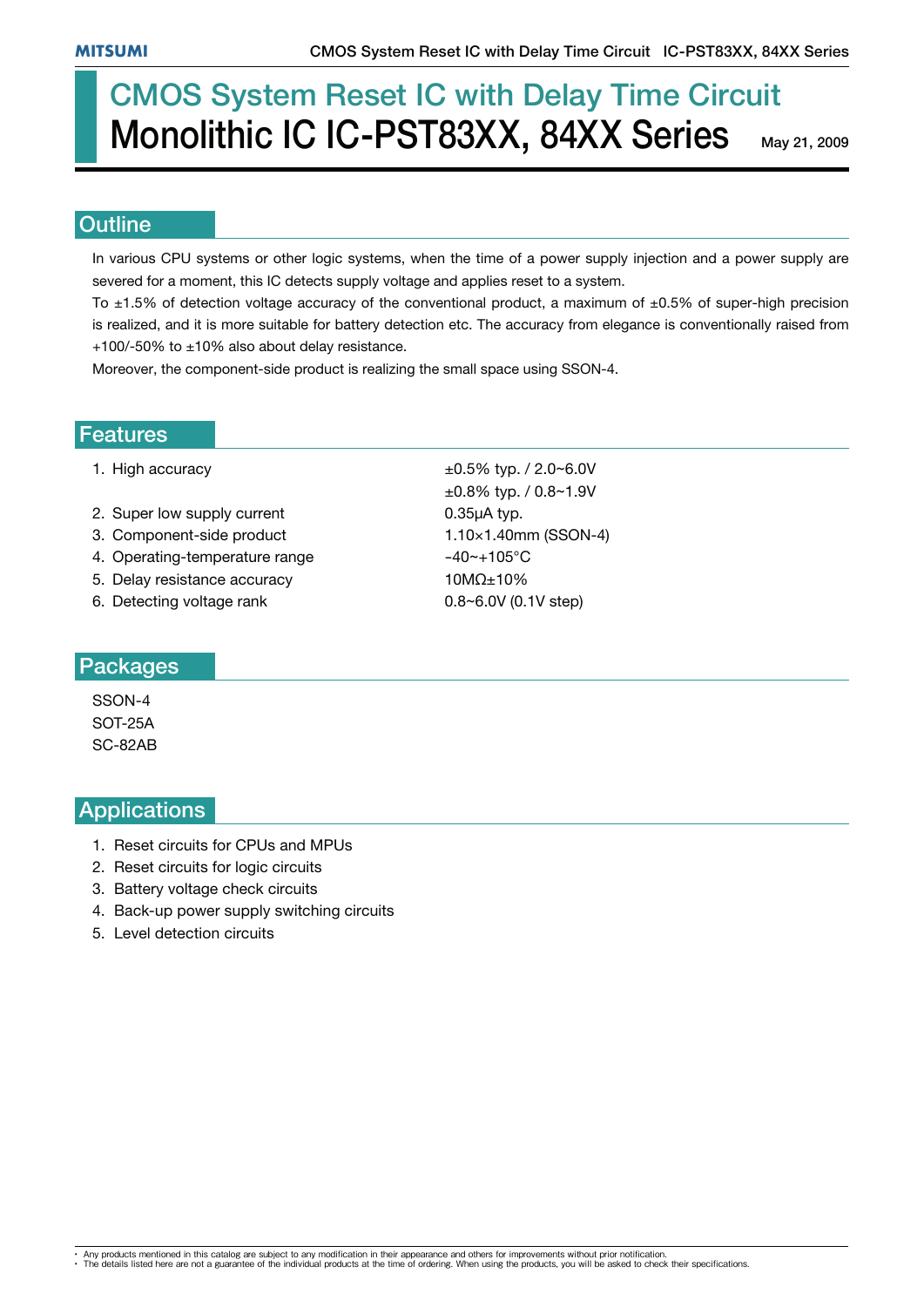# CMOS System Reset IC with Delay Time Circuit
# Monolithic IC IC-PST83XX, 84XX Series

May 21, 2009

## Outline

In various CPU systems or other logic systems, when the time of a power supply injection and a power supply are severed for a moment, this IC detects supply voltage and applies reset to a system.

To ±1.5% of detection voltage accuracy of the conventional product, a maximum of ±0.5% of super-high precision is realized, and it is more suitable for battery detection etc. The accuracy from elegance is conventionally raised from +100/-50% to ±10% also about delay resistance.

Moreover, the component-side product is realizing the small space using SSON-4.

## Features

| | |
|---|---|
| 1. High accuracy | ±0.5% typ. / 2.0~6.0V |
| | ±0.8% typ. / 0.8~1.9V |
| 2. Super low supply current | 0.35μA typ. |
| 3. Component-side product | 1.10×1.40mm (SSON-4) |
| 4. Operating-temperature range | -40~+105°C |
| 5. Delay resistance accuracy | 10MΩ±10% |
| 6. Detecting voltage rank | 0.8~6.0V (0.1V step) |

## Packages

SSON-4
SOT-25A
SC-82AB

## Applications

1. Reset circuits for CPUs and MPUs
2. Reset circuits for logic circuits
3. Battery voltage check circuits
4. Back-up power supply switching circuits
5. Level detection circuits

- Any products mentioned in this catalog are subject to any modification in their appearance and others for improvements without prior notification.
- The details listed here are not a guarantee of the individual products at the time of ordering. When using the products, you will be asked to check their specifications.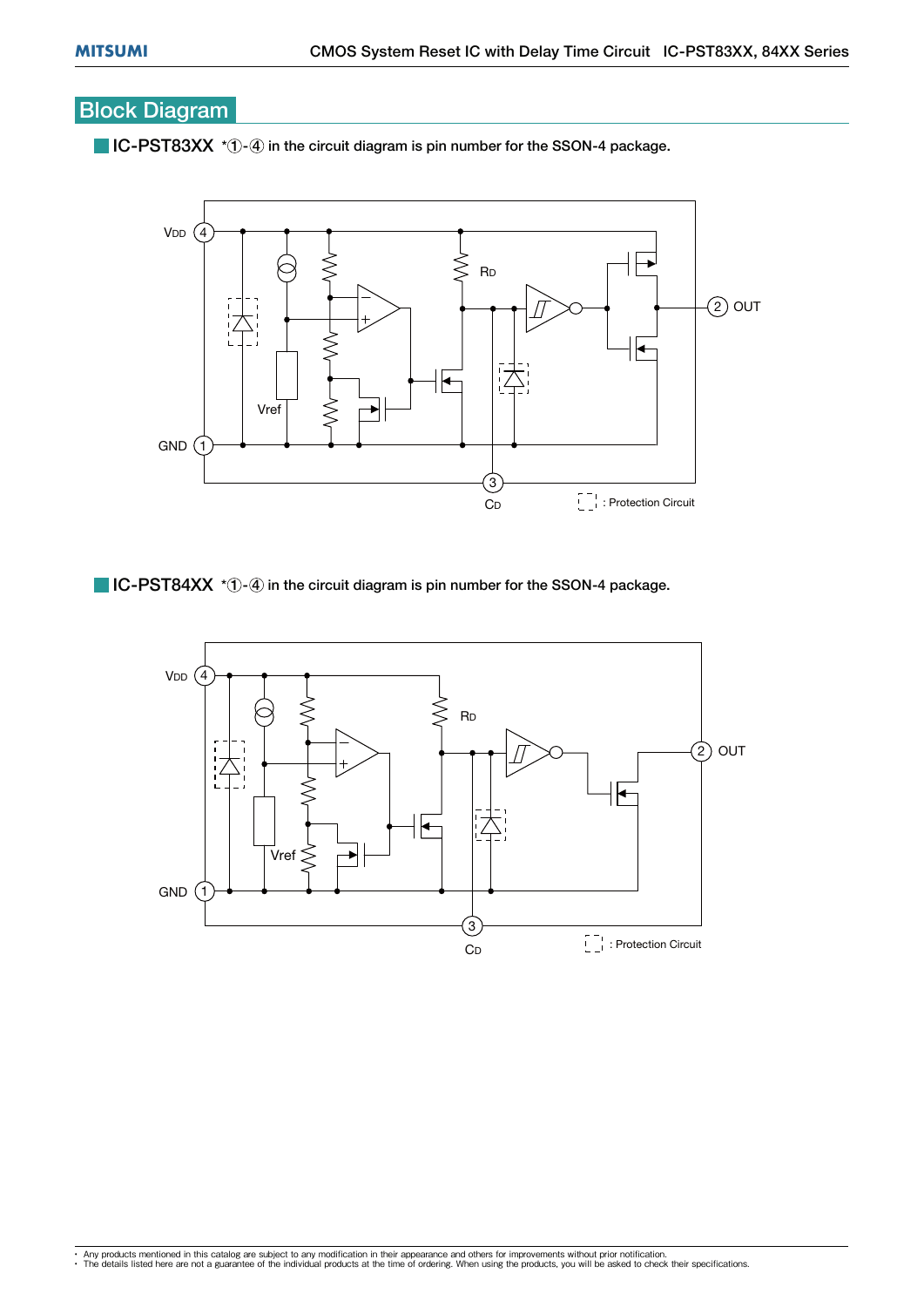# Block Diagram

## IC-PST83XX *①-④ in the circuit diagram is pin number for the SSON-4 package.

VDD ④

RD

② OUT

Vref

GND ①

③

CD

: Protection Circuit

## IC-PST84XX *①-④ in the circuit diagram is pin number for the SSON-4 package.

VDD ④

RD

② OUT

Vref

GND ①

③

CD

: Protection Circuit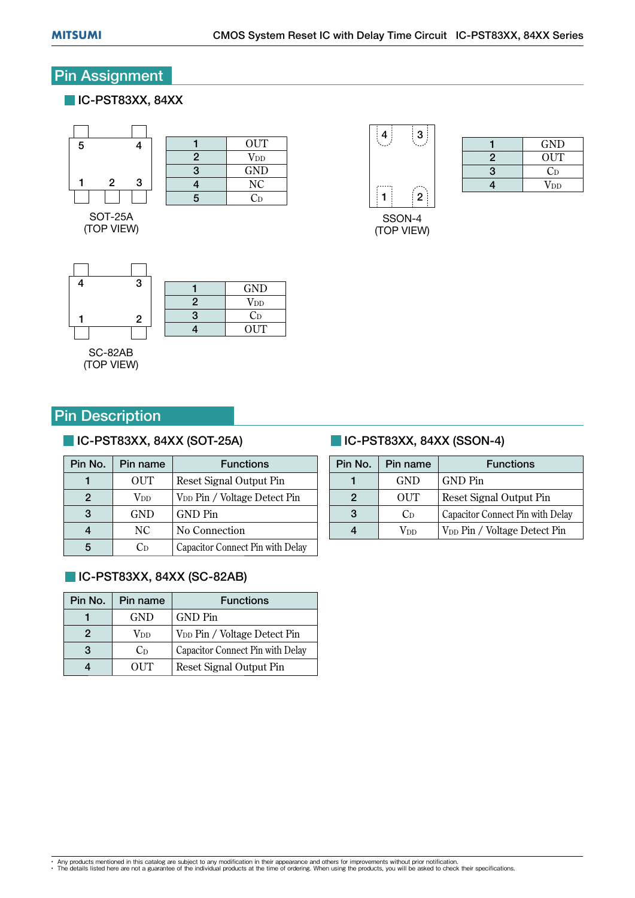## Pin Assignment

### IC-PST83XX, 84XX

SOT-25A
(TOP VIEW)

| 1 | OUT |
|---|---|
| 2 | $V_{DD}$ |
| 3 | GND |
| 4 | NC |
| 5 | $C_D$ |

SSON-4
(TOP VIEW)

| 1 | GND |
|---|---|
| 2 | OUT |
| 3 | $C_D$ |
| 4 | $V_{DD}$ |

SC-82AB
(TOP VIEW)

| 1 | GND |
|---|---|
| 2 | $V_{DD}$ |
| 3 | $C_D$ |
| 4 | OUT |

## Pin Description

### IC-PST83XX, 84XX (SOT-25A)

| Pin No. | Pin name | Functions |
|---|---|---|
| 1 | OUT | Reset Signal Output Pin |
| 2 | $V_{DD}$ | $V_{DD}$ Pin / Voltage Detect Pin |
| 3 | GND | GND Pin |
| 4 | NC | No Connection |
| 5 | $C_D$ | Capacitor Connect Pin with Delay |

### IC-PST83XX, 84XX (SSON-4)

| Pin No. | Pin name | Functions |
|---|---|---|
| 1 | GND | GND Pin |
| 2 | OUT | Reset Signal Output Pin |
| 3 | $C_D$ | Capacitor Connect Pin with Delay |
| 4 | $V_{DD}$ | $V_{DD}$ Pin / Voltage Detect Pin |

### IC-PST83XX, 84XX (SC-82AB)

| Pin No. | Pin name | Functions |
|---|---|---|
| 1 | GND | GND Pin |
| 2 | $V_{DD}$ | $V_{DD}$ Pin / Voltage Detect Pin |
| 3 | $C_D$ | Capacitor Connect Pin with Delay |
| 4 | OUT | Reset Signal Output Pin |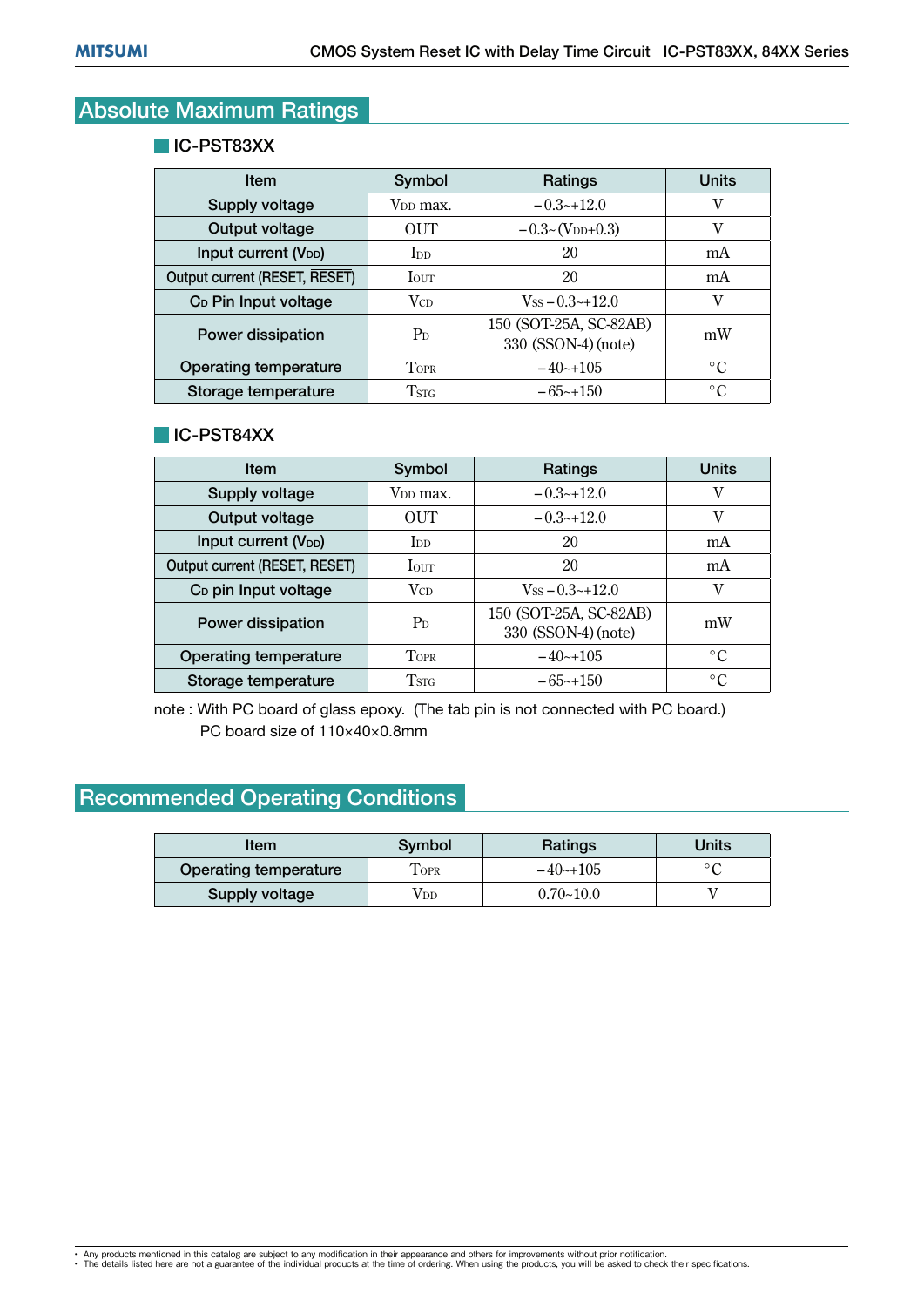## Absolute Maximum Ratings

### IC-PST83XX

| Item | Symbol | Ratings | Units |
|---|---|---|---|
| Supply voltage | $V_{DD}$ max. | –0.3~+12.0 | V |
| Output voltage | OUT | –0.3~($V_{DD}$+0.3) | V |
| Input current ($V_{DD}$) | $I_{DD}$ | 20 | mA |
| Output current (RESET, $\overline{RESET}$) | $I_{OUT}$ | 20 | mA |
| $C_D$ Pin Input voltage | $V_{CD}$ | $V_{SS}$–0.3~+12.0 | V |
| Power dissipation | $P_D$ | 150 (SOT-25A, SC-82AB)<br>330 (SSON-4) (note) | mW |
| Operating temperature | $T_{OPR}$ | –40~+105 | °C |
| Storage temperature | $T_{STG}$ | –65~+150 | °C |

### IC-PST84XX

| Item | Symbol | Ratings | Units |
|---|---|---|---|
| Supply voltage | $V_{DD}$ max. | –0.3~+12.0 | V |
| Output voltage | OUT | –0.3~+12.0 | V |
| Input current ($V_{DD}$) | $I_{DD}$ | 20 | mA |
| Output current (RESET, $\overline{RESET}$) | $I_{OUT}$ | 20 | mA |
| $C_D$ pin Input voltage | $V_{CD}$ | $V_{SS}$–0.3~+12.0 | V |
| Power dissipation | $P_D$ | 150 (SOT-25A, SC-82AB)<br>330 (SSON-4) (note) | mW |
| Operating temperature | $T_{OPR}$ | –40~+105 | °C |
| Storage temperature | $T_{STG}$ | –65~+150 | °C |

note : With PC board of glass epoxy. (The tab pin is not connected with PC board.)
PC board size of 110×40×0.8mm

## Recommended Operating Conditions

| Item | Symbol | Ratings | Units |
|---|---|---|---|
| Operating temperature | $T_{OPR}$ | –40~+105 | °C |
| Supply voltage | $V_{DD}$ | 0.70~10.0 | V |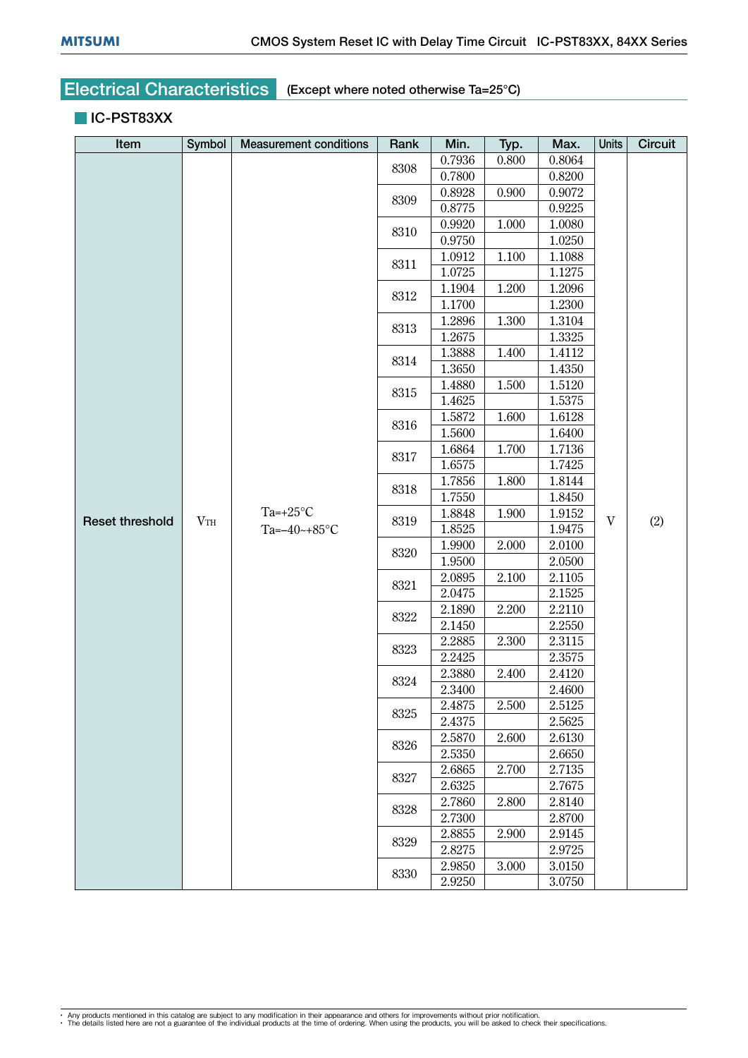## Electrical Characteristics (Except where noted otherwise Ta=25°C)

### IC-PST83XX

| Item | Symbol | Measurement conditions | Rank | Min. | Typ. | Max. | Units | Circuit |
|---|---|---|---|---|---|---|---|---|
| Reset threshold | $V_{TH}$ | Ta=+25°C | 8308 | 0.7936 | 0.800 | 0.8064 | V | (2) |
| | | Ta=−40~+85°C | | 0.7800 | | 0.8200 | | |
| | | Ta=+25°C | 8309 | 0.8928 | 0.900 | 0.9072 | | |
| | | Ta=−40~+85°C | | 0.8775 | | 0.9225 | | |
| | | Ta=+25°C | 8310 | 0.9920 | 1.000 | 1.0080 | | |
| | | Ta=−40~+85°C | | 0.9750 | | 1.0250 | | |
| | | Ta=+25°C | 8311 | 1.0912 | 1.100 | 1.1088 | | |
| | | Ta=−40~+85°C | | 1.0725 | | 1.1275 | | |
| | | Ta=+25°C | 8312 | 1.1904 | 1.200 | 1.2096 | | |
| | | Ta=−40~+85°C | | 1.1700 | | 1.2300 | | |
| | | Ta=+25°C | 8313 | 1.2896 | 1.300 | 1.3104 | | |
| | | Ta=−40~+85°C | | 1.2675 | | 1.3325 | | |
| | | Ta=+25°C | 8314 | 1.3888 | 1.400 | 1.4112 | | |
| | | Ta=−40~+85°C | | 1.3650 | | 1.4350 | | |
| | | Ta=+25°C | 8315 | 1.4880 | 1.500 | 1.5120 | | |
| | | Ta=−40~+85°C | | 1.4625 | | 1.5375 | | |
| | | Ta=+25°C | 8316 | 1.5872 | 1.600 | 1.6128 | | |
| | | Ta=−40~+85°C | | 1.5600 | | 1.6400 | | |
| | | Ta=+25°C | 8317 | 1.6864 | 1.700 | 1.7136 | | |
| | | Ta=−40~+85°C | | 1.6575 | | 1.7425 | | |
| | | Ta=+25°C | 8318 | 1.7856 | 1.800 | 1.8144 | | |
| | | Ta=−40~+85°C | | 1.7550 | | 1.8450 | | |
| | | Ta=+25°C | 8319 | 1.8848 | 1.900 | 1.9152 | | |
| | | Ta=−40~+85°C | | 1.8525 | | 1.9475 | | |
| | | Ta=+25°C | 8320 | 1.9900 | 2.000 | 2.0100 | | |
| | | Ta=−40~+85°C | | 1.9500 | | 2.0500 | | |
| | | Ta=+25°C | 8321 | 2.0895 | 2.100 | 2.1105 | | |
| | | Ta=−40~+85°C | | 2.0475 | | 2.1525 | | |
| | | Ta=+25°C | 8322 | 2.1890 | 2.200 | 2.2110 | | |
| | | Ta=−40~+85°C | | 2.1450 | | 2.2550 | | |
| | | Ta=+25°C | 8323 | 2.2885 | 2.300 | 2.3115 | | |
| | | Ta=−40~+85°C | | 2.2425 | | 2.3575 | | |
| | | Ta=+25°C | 8324 | 2.3880 | 2.400 | 2.4120 | | |
| | | Ta=−40~+85°C | | 2.3400 | | 2.4600 | | |
| | | Ta=+25°C | 8325 | 2.4875 | 2.500 | 2.5125 | | |
| | | Ta=−40~+85°C | | 2.4375 | | 2.5625 | | |
| | | Ta=+25°C | 8326 | 2.5870 | 2.600 | 2.6130 | | |
| | | Ta=−40~+85°C | | 2.5350 | | 2.6650 | | |
| | | Ta=+25°C | 8327 | 2.6865 | 2.700 | 2.7135 | | |
| | | Ta=−40~+85°C | | 2.6325 | | 2.7675 | | |
| | | Ta=+25°C | 8328 | 2.7860 | 2.800 | 2.8140 | | |
| | | Ta=−40~+85°C | | 2.7300 | | 2.8700 | | |
| | | Ta=+25°C | 8329 | 2.8855 | 2.900 | 2.9145 | | |
| | | Ta=−40~+85°C | | 2.8275 | | 2.9725 | | |
| | | Ta=+25°C | 8330 | 2.9850 | 3.000 | 3.0150 | | |
| | | Ta=−40~+85°C | | 2.9250 | | 3.0750 | | |

- Any products mentioned in this catalog are subject to any modification in their appearance and others for improvements without prior notification.
- The details listed here are not a guarantee of the individual products at the time of ordering. When using the products, you will be asked to check their specifications.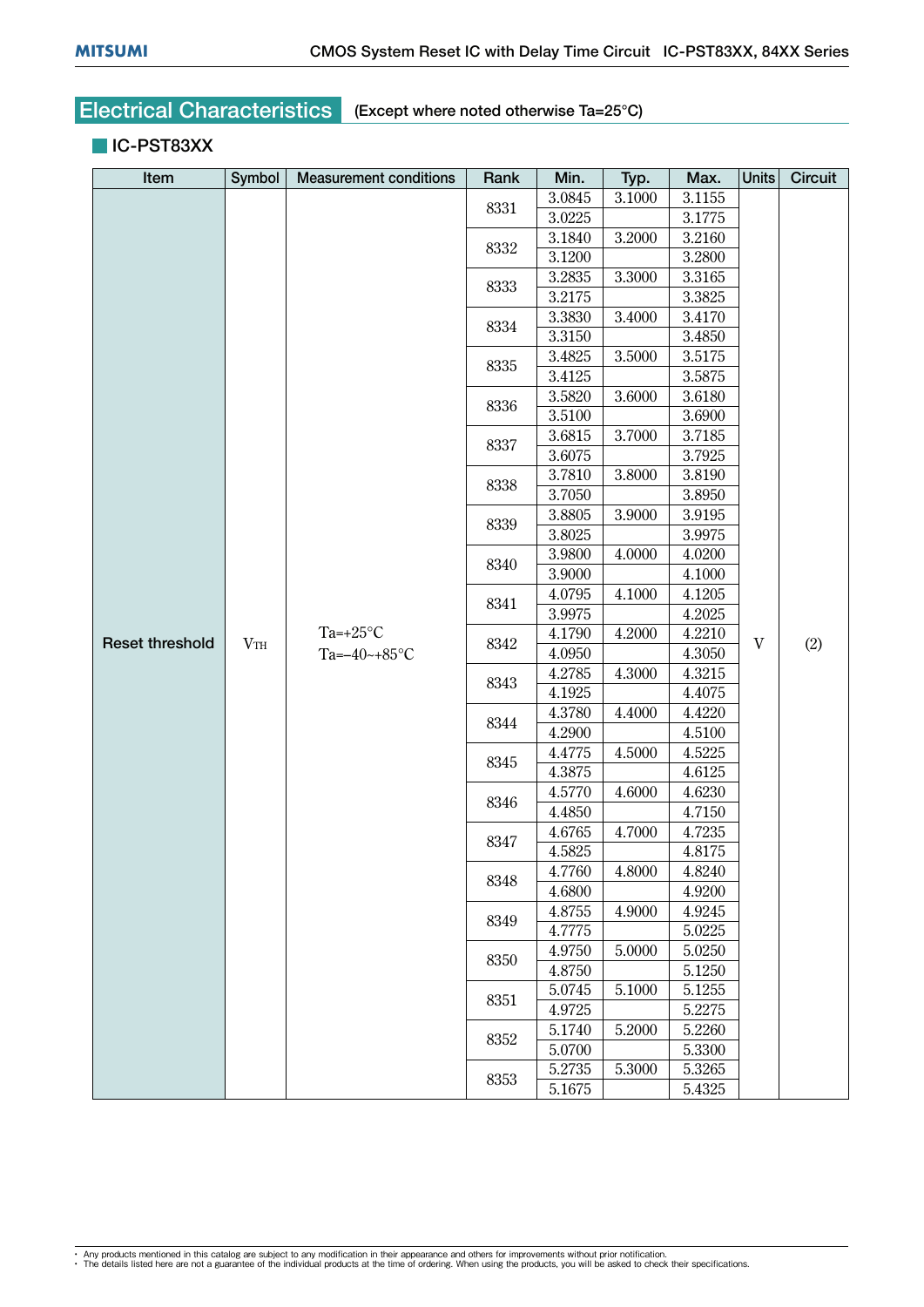## Electrical Characteristics (Except where noted otherwise Ta=25°C)

### IC-PST83XX

| Item | Symbol | Measurement conditions | Rank | Min. | Typ. | Max. | Units | Circuit |
|---|---|---|---|---|---|---|---|---|
| Reset threshold | $V_{TH}$ | Ta=+25°C<br>Ta=−40~+85°C | 8331 | 3.0845 | 3.1000 | 3.1155 | V | (2) |
| | | | | 3.0225 | | 3.1775 | | |
| | | | 8332 | 3.1840 | 3.2000 | 3.2160 | | |
| | | | | 3.1200 | | 3.2800 | | |
| | | | 8333 | 3.2835 | 3.3000 | 3.3165 | | |
| | | | | 3.2175 | | 3.3825 | | |
| | | | 8334 | 3.3830 | 3.4000 | 3.4170 | | |
| | | | | 3.3150 | | 3.4850 | | |
| | | | 8335 | 3.4825 | 3.5000 | 3.5175 | | |
| | | | | 3.4125 | | 3.5875 | | |
| | | | 8336 | 3.5820 | 3.6000 | 3.6180 | | |
| | | | | 3.5100 | | 3.6900 | | |
| | | | 8337 | 3.6815 | 3.7000 | 3.7185 | | |
| | | | | 3.6075 | | 3.7925 | | |
| | | | 8338 | 3.7810 | 3.8000 | 3.8190 | | |
| | | | | 3.7050 | | 3.8950 | | |
| | | | 8339 | 3.8805 | 3.9000 | 3.9195 | | |
| | | | | 3.8025 | | 3.9975 | | |
| | | | 8340 | 3.9800 | 4.0000 | 4.0200 | | |
| | | | | 3.9000 | | 4.1000 | | |
| | | | 8341 | 4.0795 | 4.1000 | 4.1205 | | |
| | | | | 3.9975 | | 4.2025 | | |
| | | | 8342 | 4.1790 | 4.2000 | 4.2210 | | |
| | | | | 4.0950 | | 4.3050 | | |
| | | | 8343 | 4.2785 | 4.3000 | 4.3215 | | |
| | | | | 4.1925 | | 4.4075 | | |
| | | | 8344 | 4.3780 | 4.4000 | 4.4220 | | |
| | | | | 4.2900 | | 4.5100 | | |
| | | | 8345 | 4.4775 | 4.5000 | 4.5225 | | |
| | | | | 4.3875 | | 4.6125 | | |
| | | | 8346 | 4.5770 | 4.6000 | 4.6230 | | |
| | | | | 4.4850 | | 4.7150 | | |
| | | | 8347 | 4.6765 | 4.7000 | 4.7235 | | |
| | | | | 4.5825 | | 4.8175 | | |
| | | | 8348 | 4.7760 | 4.8000 | 4.8240 | | |
| | | | | 4.6800 | | 4.9200 | | |
| | | | 8349 | 4.8755 | 4.9000 | 4.9245 | | |
| | | | | 4.7775 | | 5.0225 | | |
| | | | 8350 | 4.9750 | 5.0000 | 5.0250 | | |
| | | | | 4.8750 | | 5.1250 | | |
| | | | 8351 | 5.0745 | 5.1000 | 5.1255 | | |
| | | | | 4.9725 | | 5.2275 | | |
| | | | 8352 | 5.1740 | 5.2000 | 5.2260 | | |
| | | | | 5.0700 | | 5.3300 | | |
| | | | 8353 | 5.2735 | 5.3000 | 5.3265 | | |
| | | | | 5.1675 | | 5.4325 | | |

- Any products mentioned in this catalog are subject to any modification in their appearance and others for improvements without prior notification.
- The details listed here are not a guarantee of the individual products at the time of ordering. When using the products, you will be asked to check their specifications.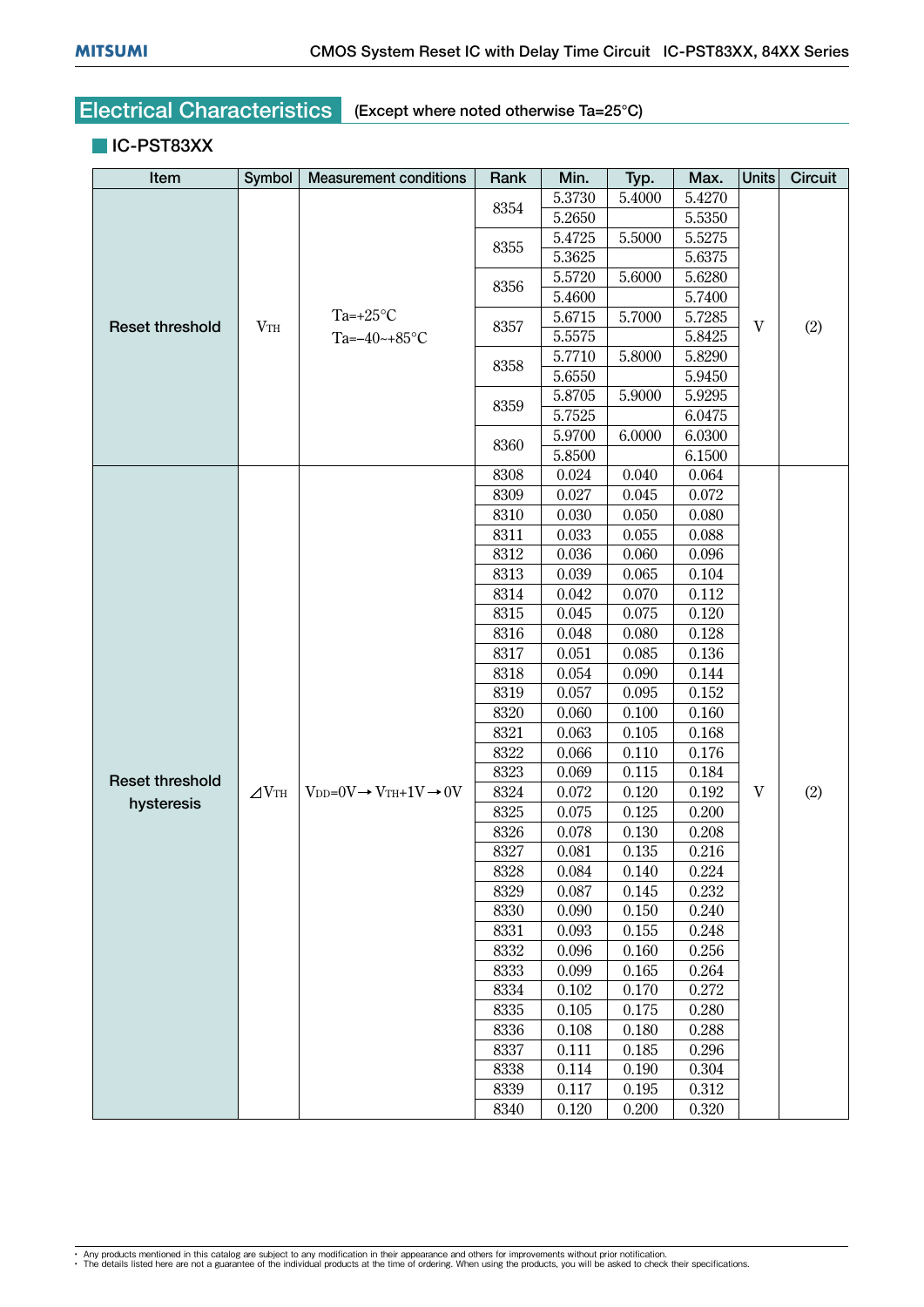## Electrical Characteristics (Except where noted otherwise Ta=25°C)

### IC-PST83XX

| Item | Symbol | Measurement conditions | Rank | Min. | Typ. | Max. | Units | Circuit |
|---|---|---|---|---|---|---|---|---|
| Reset threshold | $V_{TH}$ | Ta=+25°C<br>Ta=−40~+85°C | 8354 | 5.3730 | 5.4000 | 5.4270 | V | (2) |
| | | | | 5.2650 | | 5.5350 | | |
| | | | 8355 | 5.4725 | 5.5000 | 5.5275 | | |
| | | | | 5.3625 | | 5.6375 | | |
| | | | 8356 | 5.5720 | 5.6000 | 5.6280 | | |
| | | | | 5.4600 | | 5.7400 | | |
| | | | 8357 | 5.6715 | 5.7000 | 5.7285 | | |
| | | | | 5.5575 | | 5.8425 | | |
| | | | 8358 | 5.7710 | 5.8000 | 5.8290 | | |
| | | | | 5.6550 | | 5.9450 | | |
| | | | 8359 | 5.8705 | 5.9000 | 5.9295 | | |
| | | | | 5.7525 | | 6.0475 | | |
| | | | 8360 | 5.9700 | 6.0000 | 6.0300 | | |
| | | | | 5.8500 | | 6.1500 | | |
| Reset threshold hysteresis | $\Delta V_{TH}$ | $V_{DD}$=0V→$V_{TH}$+1V→0V | 8308 | 0.024 | 0.040 | 0.064 | V | (2) |
| | | | 8309 | 0.027 | 0.045 | 0.072 | | |
| | | | 8310 | 0.030 | 0.050 | 0.080 | | |
| | | | 8311 | 0.033 | 0.055 | 0.088 | | |
| | | | 8312 | 0.036 | 0.060 | 0.096 | | |
| | | | 8313 | 0.039 | 0.065 | 0.104 | | |
| | | | 8314 | 0.042 | 0.070 | 0.112 | | |
| | | | 8315 | 0.045 | 0.075 | 0.120 | | |
| | | | 8316 | 0.048 | 0.080 | 0.128 | | |
| | | | 8317 | 0.051 | 0.085 | 0.136 | | |
| | | | 8318 | 0.054 | 0.090 | 0.144 | | |
| | | | 8319 | 0.057 | 0.095 | 0.152 | | |
| | | | 8320 | 0.060 | 0.100 | 0.160 | | |
| | | | 8321 | 0.063 | 0.105 | 0.168 | | |
| | | | 8322 | 0.066 | 0.110 | 0.176 | | |
| | | | 8323 | 0.069 | 0.115 | 0.184 | | |
| | | | 8324 | 0.072 | 0.120 | 0.192 | | |
| | | | 8325 | 0.075 | 0.125 | 0.200 | | |
| | | | 8326 | 0.078 | 0.130 | 0.208 | | |
| | | | 8327 | 0.081 | 0.135 | 0.216 | | |
| | | | 8328 | 0.084 | 0.140 | 0.224 | | |
| | | | 8329 | 0.087 | 0.145 | 0.232 | | |
| | | | 8330 | 0.090 | 0.150 | 0.240 | | |
| | | | 8331 | 0.093 | 0.155 | 0.248 | | |
| | | | 8332 | 0.096 | 0.160 | 0.256 | | |
| | | | 8333 | 0.099 | 0.165 | 0.264 | | |
| | | | 8334 | 0.102 | 0.170 | 0.272 | | |
| | | | 8335 | 0.105 | 0.175 | 0.280 | | |
| | | | 8336 | 0.108 | 0.180 | 0.288 | | |
| | | | 8337 | 0.111 | 0.185 | 0.296 | | |
| | | | 8338 | 0.114 | 0.190 | 0.304 | | |
| | | | 8339 | 0.117 | 0.195 | 0.312 | | |
| | | | 8340 | 0.120 | 0.200 | 0.320 | | |

- Any products mentioned in this catalog are subject to any modification in their appearance and others for improvements without prior notification.
- The details listed here are not a guarantee of the individual products at the time of ordering. When using the products, you will be asked to check their specifications.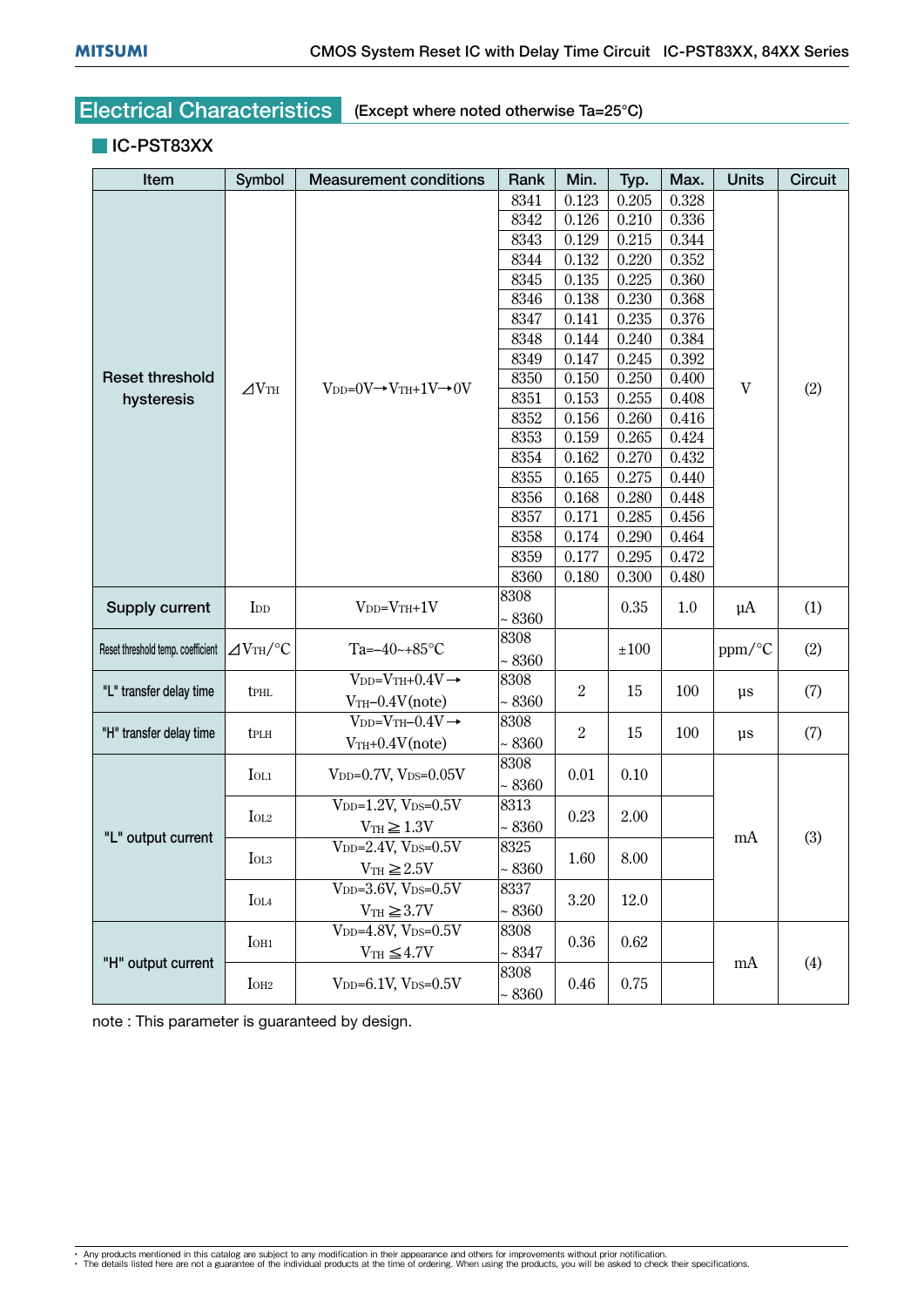## Electrical Characteristics (Except where noted otherwise Ta=25°C)

### IC-PST83XX

| Item | Symbol | Measurement conditions | Rank | Min. | Typ. | Max. | Units | Circuit |
|---|---|---|---|---|---|---|---|---|
| Reset threshold hysteresis | $\Delta V_{TH}$ | $V_{DD}$=0V→$V_{TH}$+1V→0V | 8341 | 0.123 | 0.205 | 0.328 | V | (2) |
| | | | 8342 | 0.126 | 0.210 | 0.336 | | |
| | | | 8343 | 0.129 | 0.215 | 0.344 | | |
| | | | 8344 | 0.132 | 0.220 | 0.352 | | |
| | | | 8345 | 0.135 | 0.225 | 0.360 | | |
| | | | 8346 | 0.138 | 0.230 | 0.368 | | |
| | | | 8347 | 0.141 | 0.235 | 0.376 | | |
| | | | 8348 | 0.144 | 0.240 | 0.384 | | |
| | | | 8349 | 0.147 | 0.245 | 0.392 | | |
| | | | 8350 | 0.150 | 0.250 | 0.400 | | |
| | | | 8351 | 0.153 | 0.255 | 0.408 | | |
| | | | 8352 | 0.156 | 0.260 | 0.416 | | |
| | | | 8353 | 0.159 | 0.265 | 0.424 | | |
| | | | 8354 | 0.162 | 0.270 | 0.432 | | |
| | | | 8355 | 0.165 | 0.275 | 0.440 | | |
| | | | 8356 | 0.168 | 0.280 | 0.448 | | |
| | | | 8357 | 0.171 | 0.285 | 0.456 | | |
| | | | 8358 | 0.174 | 0.290 | 0.464 | | |
| | | | 8359 | 0.177 | 0.295 | 0.472 | | |
| | | | 8360 | 0.180 | 0.300 | 0.480 | | |
| Supply current | $I_{DD}$ | $V_{DD}$=$V_{TH}$+1V | 8308 ~ 8360 | | 0.35 | 1.0 | μA | (1) |
| Reset threshold temp. coefficient | $\Delta V_{TH}$/°C | Ta=−40~+85°C | 8308 ~ 8360 | | ±100 | | ppm/°C | (2) |
| "L" transfer delay time | $t_{PHL}$ | $V_{DD}$=$V_{TH}$+0.4V→ $V_{TH}$−0.4V(note) | 8308 ~ 8360 | 2 | 15 | 100 | μs | (7) |
| "H" transfer delay time | $t_{PLH}$ | $V_{DD}$=$V_{TH}$−0.4V→ $V_{TH}$+0.4V(note) | 8308 ~ 8360 | 2 | 15 | 100 | μs | (7) |
| "L" output current | $I_{OL1}$ | $V_{DD}$=0.7V, $V_{DS}$=0.05V | 8308 ~ 8360 | 0.01 | 0.10 | | mA | (3) |
| | $I_{OL2}$ | $V_{DD}$=1.2V, $V_{DS}$=0.5V $V_{TH} \geqq 1.3V$ | 8313 ~ 8360 | 0.23 | 2.00 | | | |
| | $I_{OL3}$ | $V_{DD}$=2.4V, $V_{DS}$=0.5V $V_{TH} \geqq 2.5V$ | 8325 ~ 8360 | 1.60 | 8.00 | | | |
| | $I_{OL4}$ | $V_{DD}$=3.6V, $V_{DS}$=0.5V $V_{TH} \geqq 3.7V$ | 8337 ~ 8360 | 3.20 | 12.0 | | | |
| "H" output current | $I_{OH1}$ | $V_{DD}$=4.8V, $V_{DS}$=0.5V $V_{TH} \leqq 4.7V$ | 8308 ~ 8347 | 0.36 | 0.62 | | mA | (4) |
| | $I_{OH2}$ | $V_{DD}$=6.1V, $V_{DS}$=0.5V | 8308 ~ 8360 | 0.46 | 0.75 | | | |

note : This parameter is guaranteed by design.

- Any products mentioned in this catalog are subject to any modification in their appearance and others for improvements without prior notification.
- The details listed here are not a guarantee of the individual products at the time of ordering. When using the products, you will be asked to check their specifications.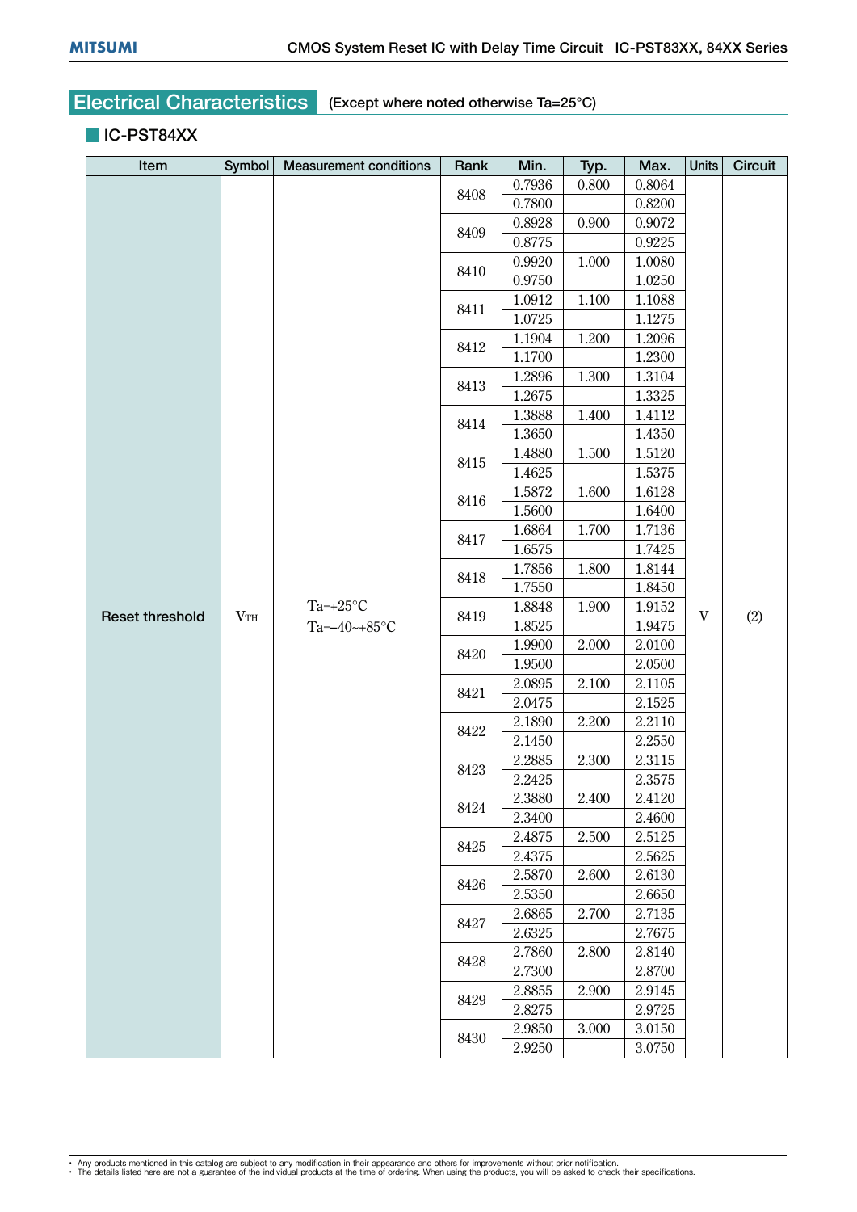## Electrical Characteristics (Except where noted otherwise Ta=25°C)

### IC-PST84XX

| Item | Symbol | Measurement conditions | Rank | Min. | Typ. | Max. | Units | Circuit |
|---|---|---|---|---|---|---|---|---|
| Reset threshold | $V_{TH}$ | Ta=+25°C | 8408 | 0.7936 | 0.800 | 0.8064 | V | (2) |
| | | Ta=–40~+85°C | | 0.7800 | | 0.8200 | | |
| | | Ta=+25°C | 8409 | 0.8928 | 0.900 | 0.9072 | | |
| | | Ta=–40~+85°C | | 0.8775 | | 0.9225 | | |
| | | Ta=+25°C | 8410 | 0.9920 | 1.000 | 1.0080 | | |
| | | Ta=–40~+85°C | | 0.9750 | | 1.0250 | | |
| | | Ta=+25°C | 8411 | 1.0912 | 1.100 | 1.1088 | | |
| | | Ta=–40~+85°C | | 1.0725 | | 1.1275 | | |
| | | Ta=+25°C | 8412 | 1.1904 | 1.200 | 1.2096 | | |
| | | Ta=–40~+85°C | | 1.1700 | | 1.2300 | | |
| | | Ta=+25°C | 8413 | 1.2896 | 1.300 | 1.3104 | | |
| | | Ta=–40~+85°C | | 1.2675 | | 1.3325 | | |
| | | Ta=+25°C | 8414 | 1.3888 | 1.400 | 1.4112 | | |
| | | Ta=–40~+85°C | | 1.3650 | | 1.4350 | | |
| | | Ta=+25°C | 8415 | 1.4880 | 1.500 | 1.5120 | | |
| | | Ta=–40~+85°C | | 1.4625 | | 1.5375 | | |
| | | Ta=+25°C | 8416 | 1.5872 | 1.600 | 1.6128 | | |
| | | Ta=–40~+85°C | | 1.5600 | | 1.6400 | | |
| | | Ta=+25°C | 8417 | 1.6864 | 1.700 | 1.7136 | | |
| | | Ta=–40~+85°C | | 1.6575 | | 1.7425 | | |
| | | Ta=+25°C | 8418 | 1.7856 | 1.800 | 1.8144 | | |
| | | Ta=–40~+85°C | | 1.7550 | | 1.8450 | | |
| | | Ta=+25°C | 8419 | 1.8848 | 1.900 | 1.9152 | | |
| | | Ta=–40~+85°C | | 1.8525 | | 1.9475 | | |
| | | Ta=+25°C | 8420 | 1.9900 | 2.000 | 2.0100 | | |
| | | Ta=–40~+85°C | | 1.9500 | | 2.0500 | | |
| | | Ta=+25°C | 8421 | 2.0895 | 2.100 | 2.1105 | | |
| | | Ta=–40~+85°C | | 2.0475 | | 2.1525 | | |
| | | Ta=+25°C | 8422 | 2.1890 | 2.200 | 2.2110 | | |
| | | Ta=–40~+85°C | | 2.1450 | | 2.2550 | | |
| | | Ta=+25°C | 8423 | 2.2885 | 2.300 | 2.3115 | | |
| | | Ta=–40~+85°C | | 2.2425 | | 2.3575 | | |
| | | Ta=+25°C | 8424 | 2.3880 | 2.400 | 2.4120 | | |
| | | Ta=–40~+85°C | | 2.3400 | | 2.4600 | | |
| | | Ta=+25°C | 8425 | 2.4875 | 2.500 | 2.5125 | | |
| | | Ta=–40~+85°C | | 2.4375 | | 2.5625 | | |
| | | Ta=+25°C | 8426 | 2.5870 | 2.600 | 2.6130 | | |
| | | Ta=–40~+85°C | | 2.5350 | | 2.6650 | | |
| | | Ta=+25°C | 8427 | 2.6865 | 2.700 | 2.7135 | | |
| | | Ta=–40~+85°C | | 2.6325 | | 2.7675 | | |
| | | Ta=+25°C | 8428 | 2.7860 | 2.800 | 2.8140 | | |
| | | Ta=–40~+85°C | | 2.7300 | | 2.8700 | | |
| | | Ta=+25°C | 8429 | 2.8855 | 2.900 | 2.9145 | | |
| | | Ta=–40~+85°C | | 2.8275 | | 2.9725 | | |
| | | Ta=+25°C | 8430 | 2.9850 | 3.000 | 3.0150 | | |
| | | Ta=–40~+85°C | | 2.9250 | | 3.0750 | | |

- Any products mentioned in this catalog are subject to any modification in their appearance and others for improvements without prior notification.
- The details listed here are not a guarantee of the individual products at the time of ordering. When using the products, you will be asked to check their specifications.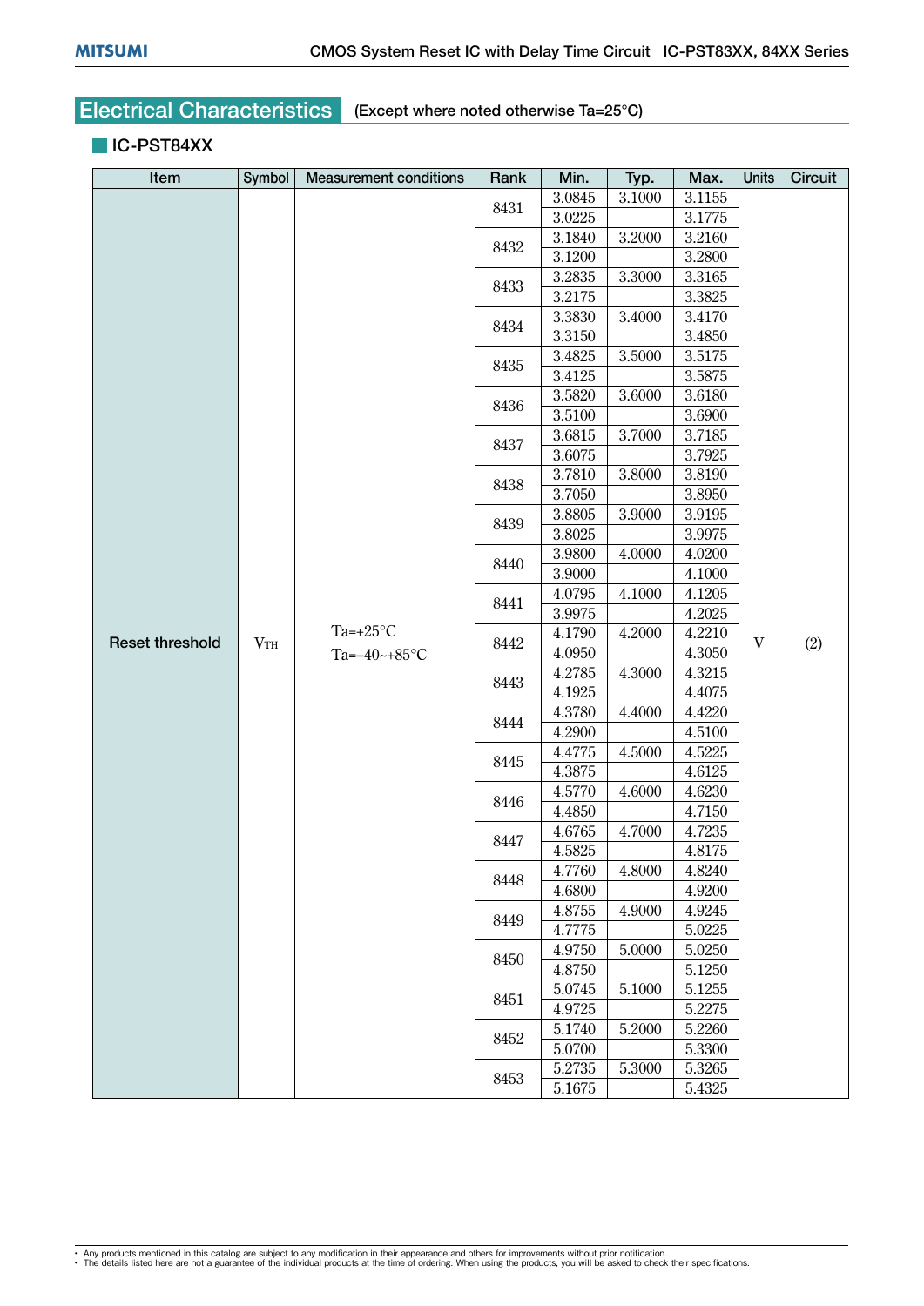## Electrical Characteristics (Except where noted otherwise Ta=25°C)

### IC-PST84XX

| Item | Symbol | Measurement conditions | Rank | Min. | Typ. | Max. | Units | Circuit |
|---|---|---|---|---|---|---|---|---|
| Reset threshold | $V_{TH}$ | Ta=+25°C | 8431 | 3.0845 | 3.1000 | 3.1155 | V | (2) |
| | | Ta=–40~+85°C | | 3.0225 | | 3.1775 | | |
| | | Ta=+25°C | 8432 | 3.1840 | 3.2000 | 3.2160 | | |
| | | Ta=–40~+85°C | | 3.1200 | | 3.2800 | | |
| | | Ta=+25°C | 8433 | 3.2835 | 3.3000 | 3.3165 | | |
| | | Ta=–40~+85°C | | 3.2175 | | 3.3825 | | |
| | | Ta=+25°C | 8434 | 3.3830 | 3.4000 | 3.4170 | | |
| | | Ta=–40~+85°C | | 3.3150 | | 3.4850 | | |
| | | Ta=+25°C | 8435 | 3.4825 | 3.5000 | 3.5175 | | |
| | | Ta=–40~+85°C | | 3.4125 | | 3.5875 | | |
| | | Ta=+25°C | 8436 | 3.5820 | 3.6000 | 3.6180 | | |
| | | Ta=–40~+85°C | | 3.5100 | | 3.6900 | | |
| | | Ta=+25°C | 8437 | 3.6815 | 3.7000 | 3.7185 | | |
| | | Ta=–40~+85°C | | 3.6075 | | 3.7925 | | |
| | | Ta=+25°C | 8438 | 3.7810 | 3.8000 | 3.8190 | | |
| | | Ta=–40~+85°C | | 3.7050 | | 3.8950 | | |
| | | Ta=+25°C | 8439 | 3.8805 | 3.9000 | 3.9195 | | |
| | | Ta=–40~+85°C | | 3.8025 | | 3.9975 | | |
| | | Ta=+25°C | 8440 | 3.9800 | 4.0000 | 4.0200 | | |
| | | Ta=–40~+85°C | | 3.9000 | | 4.1000 | | |
| | | Ta=+25°C | 8441 | 4.0795 | 4.1000 | 4.1205 | | |
| | | Ta=–40~+85°C | | 3.9975 | | 4.2025 | | |
| | | Ta=+25°C | 8442 | 4.1790 | 4.2000 | 4.2210 | | |
| | | Ta=–40~+85°C | | 4.0950 | | 4.3050 | | |
| | | Ta=+25°C | 8443 | 4.2785 | 4.3000 | 4.3215 | | |
| | | Ta=–40~+85°C | | 4.1925 | | 4.4075 | | |
| | | Ta=+25°C | 8444 | 4.3780 | 4.4000 | 4.4220 | | |
| | | Ta=–40~+85°C | | 4.2900 | | 4.5100 | | |
| | | Ta=+25°C | 8445 | 4.4775 | 4.5000 | 4.5225 | | |
| | | Ta=–40~+85°C | | 4.3875 | | 4.6125 | | |
| | | Ta=+25°C | 8446 | 4.5770 | 4.6000 | 4.6230 | | |
| | | Ta=–40~+85°C | | 4.4850 | | 4.7150 | | |
| | | Ta=+25°C | 8447 | 4.6765 | 4.7000 | 4.7235 | | |
| | | Ta=–40~+85°C | | 4.5825 | | 4.8175 | | |
| | | Ta=+25°C | 8448 | 4.7760 | 4.8000 | 4.8240 | | |
| | | Ta=–40~+85°C | | 4.6800 | | 4.9200 | | |
| | | Ta=+25°C | 8449 | 4.8755 | 4.9000 | 4.9245 | | |
| | | Ta=–40~+85°C | | 4.7775 | | 5.0225 | | |
| | | Ta=+25°C | 8450 | 4.9750 | 5.0000 | 5.0250 | | |
| | | Ta=–40~+85°C | | 4.8750 | | 5.1250 | | |
| | | Ta=+25°C | 8451 | 5.0745 | 5.1000 | 5.1255 | | |
| | | Ta=–40~+85°C | | 4.9725 | | 5.2275 | | |
| | | Ta=+25°C | 8452 | 5.1740 | 5.2000 | 5.2260 | | |
| | | Ta=–40~+85°C | | 5.0700 | | 5.3300 | | |
| | | Ta=+25°C | 8453 | 5.2735 | 5.3000 | 5.3265 | | |
| | | Ta=–40~+85°C | | 5.1675 | | 5.4325 | | |

- Any products mentioned in this catalog are subject to any modification in their appearance and others for improvements without prior notification.
- The details listed here are not a guarantee of the individual products at the time of ordering. When using the products, you will be asked to check their specifications.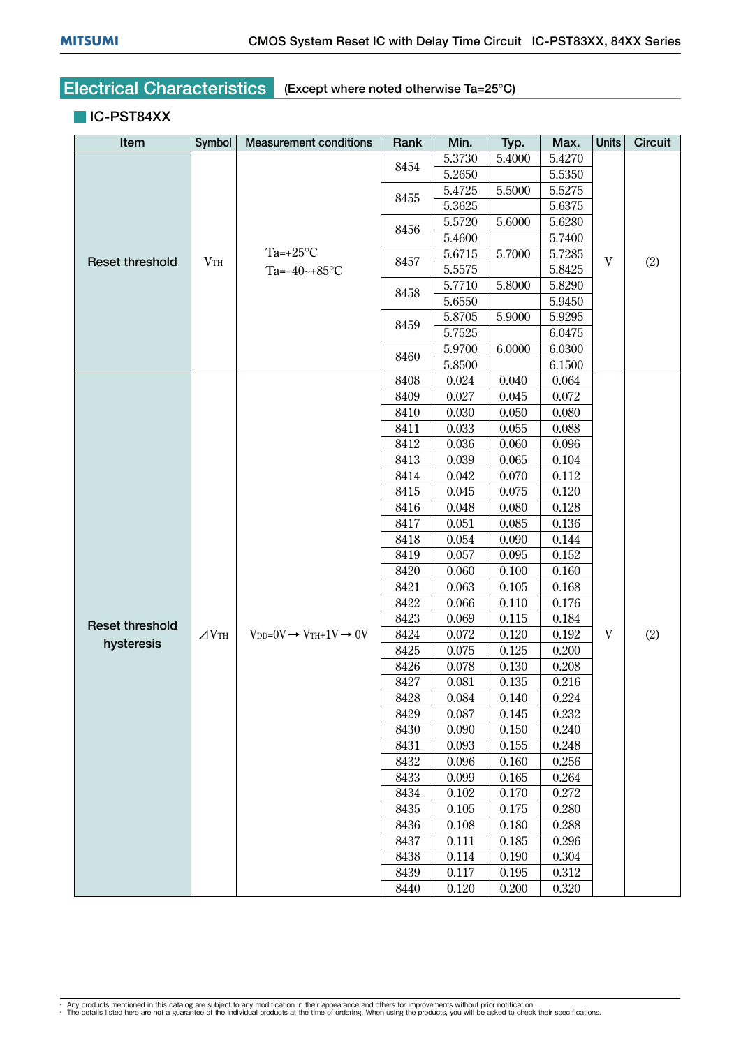## Electrical Characteristics (Except where noted otherwise Ta=25°C)

### IC-PST84XX

| Item | Symbol | Measurement conditions | Rank | Min. | Typ. | Max. | Units | Circuit |
|---|---|---|---|---|---|---|---|---|
| Reset threshold | $V_{TH}$ | Ta=+25°C | 8454 | 5.3730 | 5.4000 | 5.4270 | V | (2) |
| | | Ta=–40~+85°C | | 5.2650 | | 5.5350 | | |
| | | Ta=+25°C | 8455 | 5.4725 | 5.5000 | 5.5275 | | |
| | | Ta=–40~+85°C | | 5.3625 | | 5.6375 | | |
| | | Ta=+25°C | 8456 | 5.5720 | 5.6000 | 5.6280 | | |
| | | Ta=–40~+85°C | | 5.4600 | | 5.7400 | | |
| | | Ta=+25°C | 8457 | 5.6715 | 5.7000 | 5.7285 | | |
| | | Ta=–40~+85°C | | 5.5575 | | 5.8425 | | |
| | | Ta=+25°C | 8458 | 5.7710 | 5.8000 | 5.8290 | | |
| | | Ta=–40~+85°C | | 5.6550 | | 5.9450 | | |
| | | Ta=+25°C | 8459 | 5.8705 | 5.9000 | 5.9295 | | |
| | | Ta=–40~+85°C | | 5.7525 | | 6.0475 | | |
| | | Ta=+25°C | 8460 | 5.9700 | 6.0000 | 6.0300 | | |
| | | Ta=–40~+85°C | | 5.8500 | | 6.1500 | | |
| Reset threshold hysteresis | $\Delta V_{TH}$ | $V_{DD}$=0V → $V_{TH}$+1V → 0V | 8408 | 0.024 | 0.040 | 0.064 | V | (2) |
| | | | 8409 | 0.027 | 0.045 | 0.072 | | |
| | | | 8410 | 0.030 | 0.050 | 0.080 | | |
| | | | 8411 | 0.033 | 0.055 | 0.088 | | |
| | | | 8412 | 0.036 | 0.060 | 0.096 | | |
| | | | 8413 | 0.039 | 0.065 | 0.104 | | |
| | | | 8414 | 0.042 | 0.070 | 0.112 | | |
| | | | 8415 | 0.045 | 0.075 | 0.120 | | |
| | | | 8416 | 0.048 | 0.080 | 0.128 | | |
| | | | 8417 | 0.051 | 0.085 | 0.136 | | |
| | | | 8418 | 0.054 | 0.090 | 0.144 | | |
| | | | 8419 | 0.057 | 0.095 | 0.152 | | |
| | | | 8420 | 0.060 | 0.100 | 0.160 | | |
| | | | 8421 | 0.063 | 0.105 | 0.168 | | |
| | | | 8422 | 0.066 | 0.110 | 0.176 | | |
| | | | 8423 | 0.069 | 0.115 | 0.184 | | |
| | | | 8424 | 0.072 | 0.120 | 0.192 | | |
| | | | 8425 | 0.075 | 0.125 | 0.200 | | |
| | | | 8426 | 0.078 | 0.130 | 0.208 | | |
| | | | 8427 | 0.081 | 0.135 | 0.216 | | |
| | | | 8428 | 0.084 | 0.140 | 0.224 | | |
| | | | 8429 | 0.087 | 0.145 | 0.232 | | |
| | | | 8430 | 0.090 | 0.150 | 0.240 | | |
| | | | 8431 | 0.093 | 0.155 | 0.248 | | |
| | | | 8432 | 0.096 | 0.160 | 0.256 | | |
| | | | 8433 | 0.099 | 0.165 | 0.264 | | |
| | | | 8434 | 0.102 | 0.170 | 0.272 | | |
| | | | 8435 | 0.105 | 0.175 | 0.280 | | |
| | | | 8436 | 0.108 | 0.180 | 0.288 | | |
| | | | 8437 | 0.111 | 0.185 | 0.296 | | |
| | | | 8438 | 0.114 | 0.190 | 0.304 | | |
| | | | 8439 | 0.117 | 0.195 | 0.312 | | |
| | | | 8440 | 0.120 | 0.200 | 0.320 | | |

- Any products mentioned in this catalog are subject to any modification in their appearance and others for improvements without prior notification.
- The details listed here are not a guarantee of the individual products at the time of ordering. When using the products, you will be asked to check their specifications.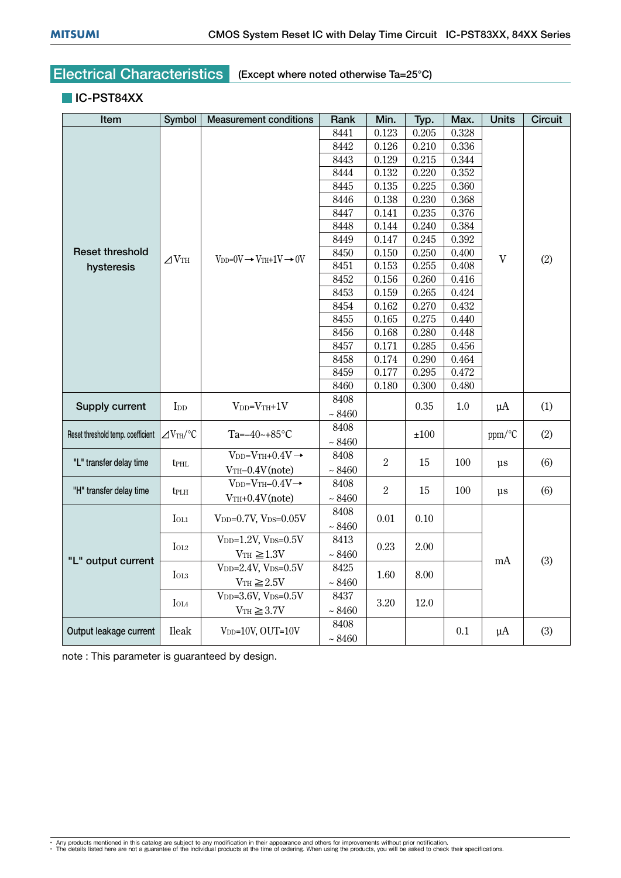## Electrical Characteristics (Except where noted otherwise Ta=25°C)

### IC-PST84XX

| Item | Symbol | Measurement conditions | Rank | Min. | Typ. | Max. | Units | Circuit |
|---|---|---|---|---|---|---|---|---|
| Reset threshold hysteresis | $\Delta V_{TH}$ | $V_{DD}$=0V→$V_{TH}$+1V→0V | 8441 | 0.123 | 0.205 | 0.328 | V | (2) |
| | | | 8442 | 0.126 | 0.210 | 0.336 | | |
| | | | 8443 | 0.129 | 0.215 | 0.344 | | |
| | | | 8444 | 0.132 | 0.220 | 0.352 | | |
| | | | 8445 | 0.135 | 0.225 | 0.360 | | |
| | | | 8446 | 0.138 | 0.230 | 0.368 | | |
| | | | 8447 | 0.141 | 0.235 | 0.376 | | |
| | | | 8448 | 0.144 | 0.240 | 0.384 | | |
| | | | 8449 | 0.147 | 0.245 | 0.392 | | |
| | | | 8450 | 0.150 | 0.250 | 0.400 | | |
| | | | 8451 | 0.153 | 0.255 | 0.408 | | |
| | | | 8452 | 0.156 | 0.260 | 0.416 | | |
| | | | 8453 | 0.159 | 0.265 | 0.424 | | |
| | | | 8454 | 0.162 | 0.270 | 0.432 | | |
| | | | 8455 | 0.165 | 0.275 | 0.440 | | |
| | | | 8456 | 0.168 | 0.280 | 0.448 | | |
| | | | 8457 | 0.171 | 0.285 | 0.456 | | |
| | | | 8458 | 0.174 | 0.290 | 0.464 | | |
| | | | 8459 | 0.177 | 0.295 | 0.472 | | |
| | | | 8460 | 0.180 | 0.300 | 0.480 | | |
| Supply current | $I_{DD}$ | $V_{DD}$=$V_{TH}$+1V | 8408 ~ 8460 | | 0.35 | 1.0 | μA | (1) |
| Reset threshold temp. coefficient | $\Delta V_{TH}$/°C | Ta=−40~+85°C | 8408 ~ 8460 | | ±100 | | ppm/°C | (2) |
| "L" transfer delay time | $t_{PHL}$ | $V_{DD}$=$V_{TH}$+0.4V→$V_{TH}$−0.4V(note) | 8408 ~ 8460 | 2 | 15 | 100 | μs | (6) |
| "H" transfer delay time | $t_{PLH}$ | $V_{DD}$=$V_{TH}$−0.4V→$V_{TH}$+0.4V(note) | 8408 ~ 8460 | 2 | 15 | 100 | μs | (6) |
| "L" output current | $I_{OL1}$ | $V_{DD}$=0.7V, $V_{DS}$=0.05V | 8408 ~ 8460 | 0.01 | 0.10 | | mA | (3) |
| | $I_{OL2}$ | $V_{DD}$=1.2V, $V_{DS}$=0.5V $V_{TH}$ ≧1.3V | 8413 ~ 8460 | 0.23 | 2.00 | | | |
| | $I_{OL3}$ | $V_{DD}$=2.4V, $V_{DS}$=0.5V $V_{TH}$ ≧2.5V | 8425 ~ 8460 | 1.60 | 8.00 | | | |
| | $I_{OL4}$ | $V_{DD}$=3.6V, $V_{DS}$=0.5V $V_{TH}$ ≧3.7V | 8437 ~ 8460 | 3.20 | 12.0 | | | |
| Output leakage current | Ileak | $V_{DD}$=10V, OUT=10V | 8408 ~ 8460 | | | 0.1 | μA | (3) |

note : This parameter is guaranteed by design.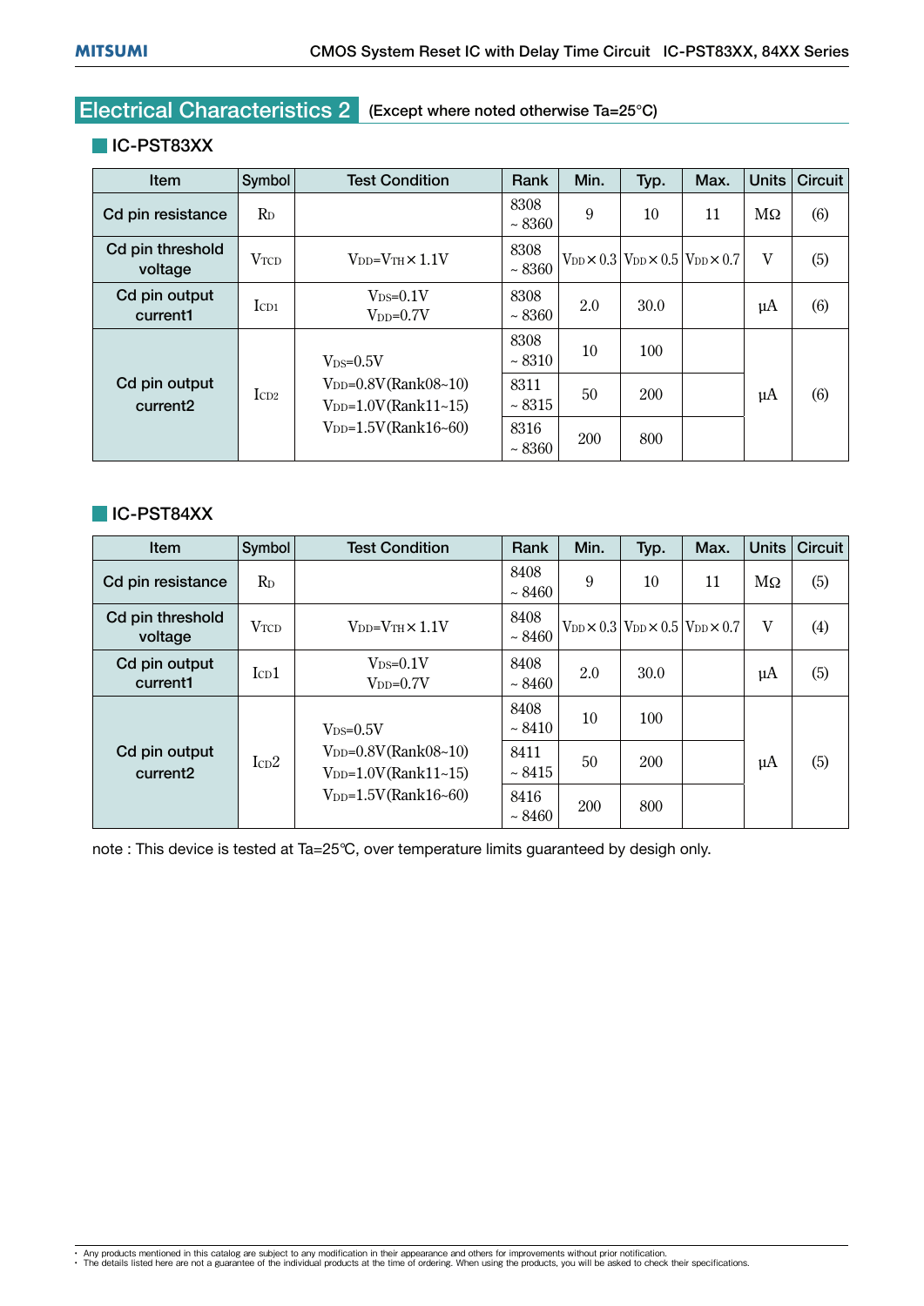## Electrical Characteristics 2 (Except where noted otherwise Ta=25°C)

### IC-PST83XX

| Item | Symbol | Test Condition | Rank | Min. | Typ. | Max. | Units | Circuit |
|---|---|---|---|---|---|---|---|---|
| Cd pin resistance | $R_D$ | | 8308 ~ 8360 | 9 | 10 | 11 | MΩ | (6) |
| Cd pin threshold voltage | $V_{TCD}$ | $V_{DD}=V_{TH}\times 1.1V$ | 8308 ~ 8360 | $V_{DD}\times 0.3$ | $V_{DD}\times 0.5$ | $V_{DD}\times 0.7$ | V | (5) |
| Cd pin output current1 | $I_{CD1}$ | $V_{DS}=0.1V$ $V_{DD}=0.7V$ | 8308 ~ 8360 | 2.0 | 30.0 | | μA | (6) |
| Cd pin output current2 | $I_{CD2}$ | $V_{DS}=0.5V$ $V_{DD}=0.8V$(Rank08~10) $V_{DD}=1.0V$(Rank11~15) $V_{DD}=1.5V$(Rank16~60) | 8308 ~ 8310 | 10 | 100 | | μA | (6) |
| | | | 8311 ~ 8315 | 50 | 200 | | | |
| | | | 8316 ~ 8360 | 200 | 800 | | | |

### IC-PST84XX

| Item | Symbol | Test Condition | Rank | Min. | Typ. | Max. | Units | Circuit |
|---|---|---|---|---|---|---|---|---|
| Cd pin resistance | $R_D$ | | 8408 ~ 8460 | 9 | 10 | 11 | MΩ | (5) |
| Cd pin threshold voltage | $V_{TCD}$ | $V_{DD}=V_{TH}\times 1.1V$ | 8408 ~ 8460 | $V_{DD}\times 0.3$ | $V_{DD}\times 0.5$ | $V_{DD}\times 0.7$ | V | (4) |
| Cd pin output current1 | $I_{CD}1$ | $V_{DS}=0.1V$ $V_{DD}=0.7V$ | 8408 ~ 8460 | 2.0 | 30.0 | | μA | (5) |
| Cd pin output current2 | $I_{CD}2$ | $V_{DS}=0.5V$ $V_{DD}=0.8V$(Rank08~10) $V_{DD}=1.0V$(Rank11~15) $V_{DD}=1.5V$(Rank16~60) | 8408 ~ 8410 | 10 | 100 | | μA | (5) |
| | | | 8411 ~ 8415 | 50 | 200 | | | |
| | | | 8416 ~ 8460 | 200 | 800 | | | |

note : This device is tested at Ta=25℃, over temperature limits guaranteed by desigh only.

- Any products mentioned in this catalog are subject to any modification in their appearance and others for improvements without prior notification.
- The details listed here are not a guarantee of the individual products at the time of ordering. When using the products, you will be asked to check their specifications.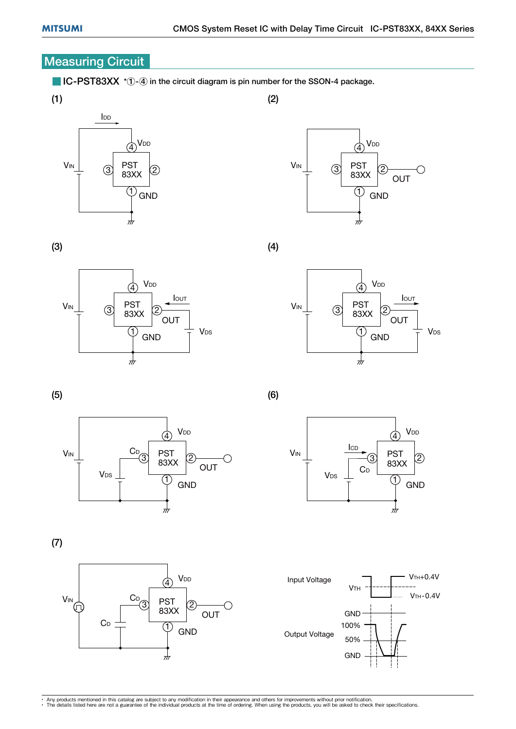## Measuring Circuit

### IC-PST83XX *①-④ in the circuit diagram is pin number for the SSON-4 package.

(1)

$I_{DD}$

$V_{DD}$

$V_{IN}$

PST 83XX

GND

(2)

$V_{DD}$

$V_{IN}$

PST 83XX

OUT

GND

(3)

$V_{DD}$

$I_{OUT}$

$V_{IN}$

PST 83XX

OUT

GND

$V_{DS}$

(4)

$V_{DD}$

$I_{OUT}$

$V_{IN}$

PST 83XX

OUT

GND

$V_{DS}$

(5)

$V_{DD}$

$V_{IN}$

$C_D$

PST 83XX

OUT

$V_{DS}$

GND

(6)

$V_{DD}$

$V_{IN}$

$I_{CD}$

PST 83XX

$C_D$

$V_{DS}$

GND

(7)

$V_{DD}$

$V_{IN}$

$C_D$

PST 83XX

OUT

$C_D$

GND

Input Voltage

$V_{TH}$

$V_{TH}$+0.4V

$V_{TH}$-0.4V

GND

Output Voltage

100%

50%

GND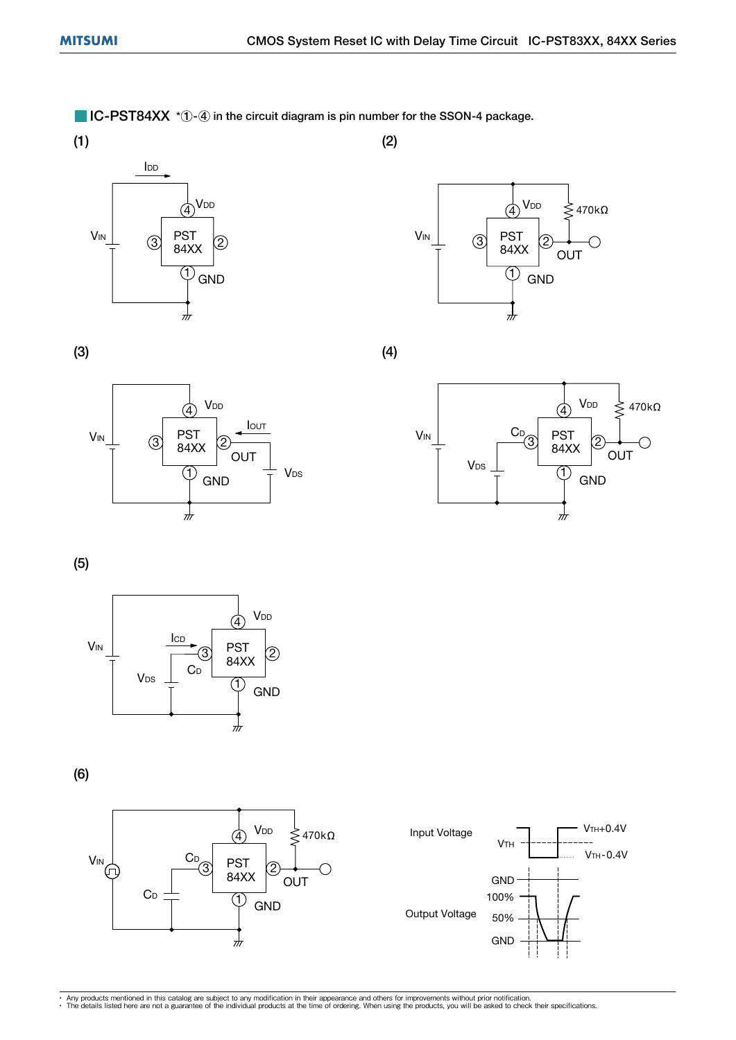## IC-PST84XX *①-④ in the circuit diagram is pin number for the SSON-4 package.

(1)

$I_{DD}$

$V_{IN}$ ④ $V_{DD}$ ③ PST 84XX ② ① GND

(2)

$V_{IN}$ ④ $V_{DD}$ 470kΩ ③ PST 84XX ② OUT ① GND

(3)

$V_{IN}$ ④ $V_{DD}$ ③ PST 84XX ② $I_{OUT}$ OUT $V_{DS}$ ① GND

(4)

$V_{IN}$ ④ $V_{DD}$ 470kΩ $C_D$ ③ PST 84XX ② OUT $V_{DS}$ ① GND

(5)

$V_{IN}$ ④ $V_{DD}$ $I_{CD}$ ③ PST 84XX ② $V_{DS}$ $C_D$ ① GND

(6)

$V_{IN}$ ④ $V_{DD}$ 470kΩ $C_D$ ③ PST 84XX ② OUT $C_D$ ① GND

Input Voltage $V_{TH}$ $V_{TH}$+0.4V $V_{TH}$-0.4V GND

Output Voltage 100% 50% GND

- Any products mentioned in this catalog are subject to any modification in their appearance and others for improvements without prior notification.
- The details listed here are not a guarantee of the individual products at the time of ordering. When using the products, you will be asked to check their specifications.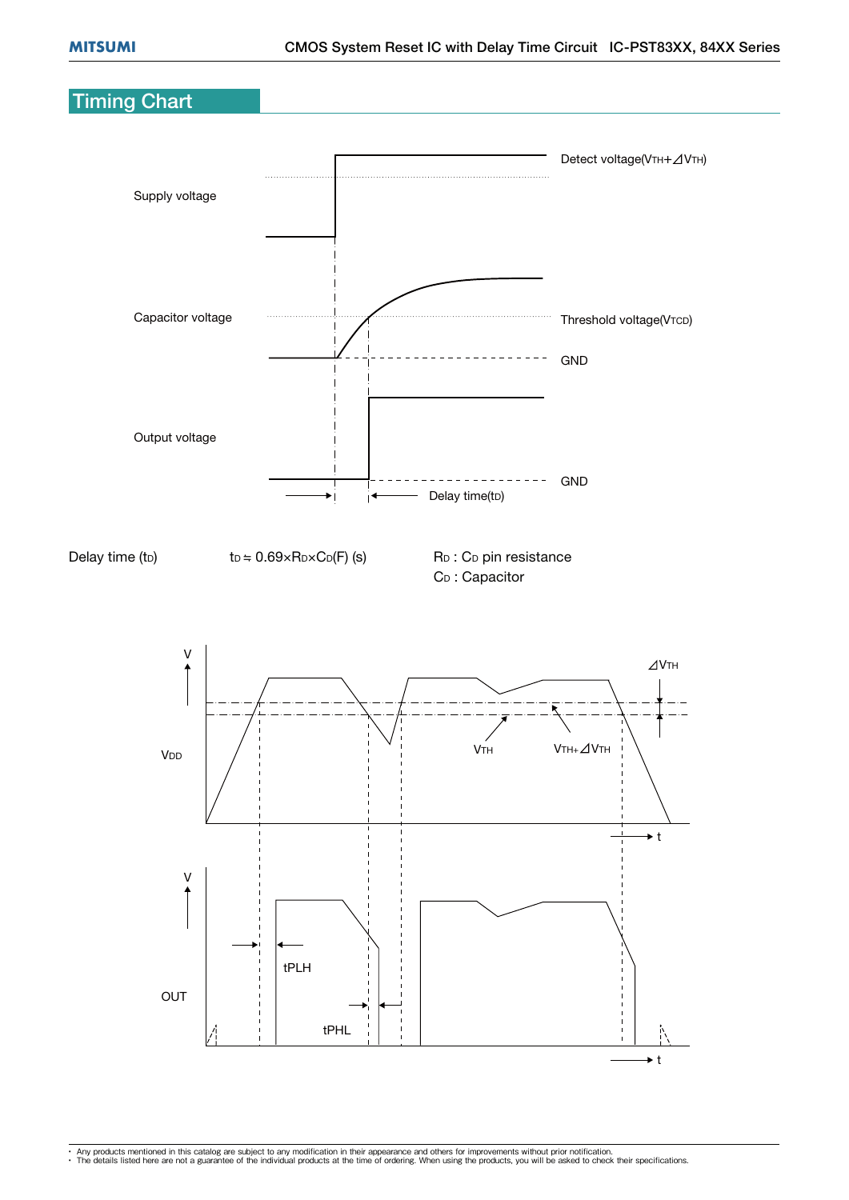## Timing Chart

Supply voltage

Detect voltage($V_{TH}+\Delta V_{TH}$)

Capacitor voltage

Threshold voltage($V_{TCD}$)

GND

Output voltage

GND

Delay time($t_D$)

Delay time ($t_D$) $t_D \fallingdotseq 0.69 \times R_D \times C_D(F)$ (s)

$R_D$ : $C_D$ pin resistance
$C_D$ : Capacitor

V

$\Delta V_{TH}$

$V_{DD}$

$V_{TH}$

$V_{TH}+\Delta V_{TH}$

t

V

tPLH

OUT

tPHL

t

- Any products mentioned in this catalog are subject to any modification in their appearance and others for improvements without prior notification.
- The details listed here are not a guarantee of the individual products at the time of ordering. When using the products, you will be asked to check their specifications.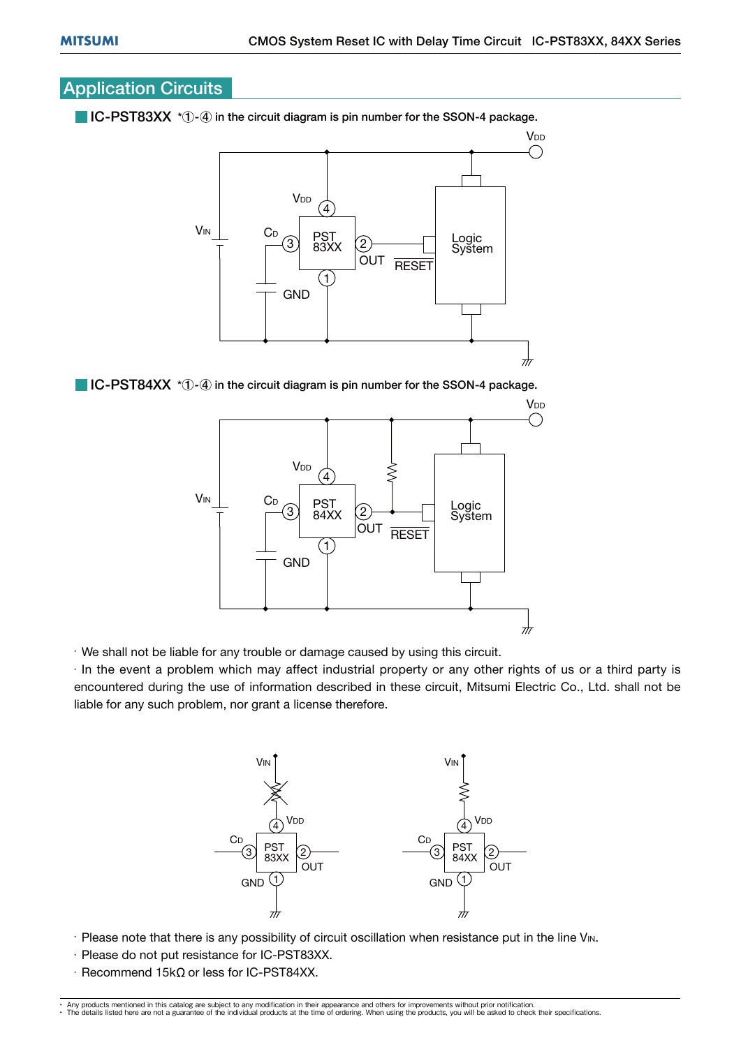## Application Circuits

### IC-PST83XX *①-④ in the circuit diagram is pin number for the SSON-4 package.

### IC-PST84XX *①-④ in the circuit diagram is pin number for the SSON-4 package.

· We shall not be liable for any trouble or damage caused by using this circuit.

· In the event a problem which may affect industrial property or any other rights of us or a third party is encountered during the use of information described in these circuit, Mitsumi Electric Co., Ltd. shall not be liable for any such problem, nor grant a license therefore.

· Please note that there is any possibility of circuit oscillation when resistance put in the line $V_{IN}$.

· Please do not put resistance for IC-PST83XX.

· Recommend 15kΩ or less for IC-PST84XX.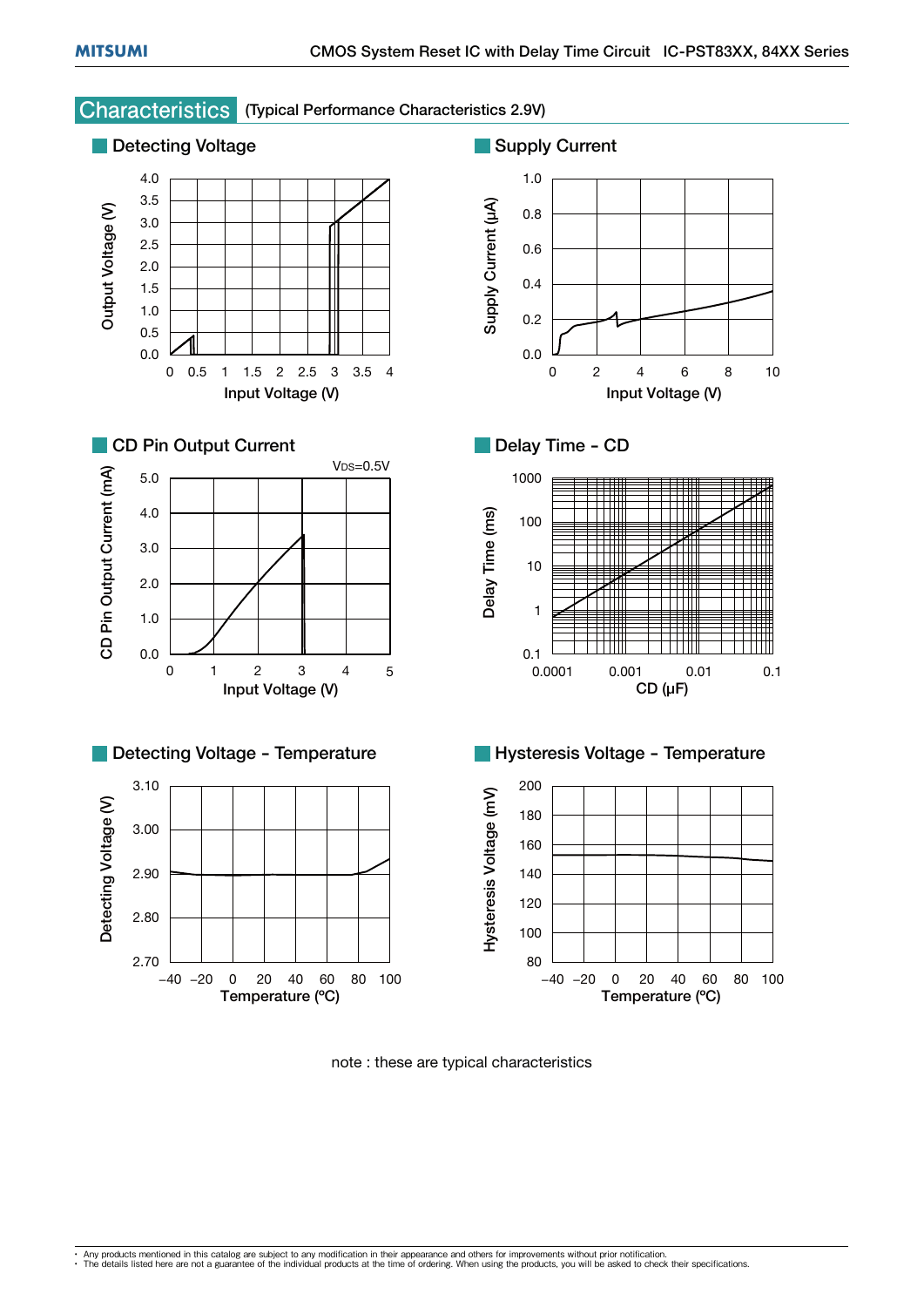## Characteristics (Typical Performance Characteristics 2.9V)

### Detecting Voltage

Output Voltage (V): 0.0, 0.5, 1.0, 1.5, 2.0, 2.5, 3.0, 3.5, 4.0

Input Voltage (V): 0, 0.5, 1, 1.5, 2, 2.5, 3, 3.5, 4

### Supply Current

Supply Current (μA): 0.0, 0.2, 0.4, 0.6, 0.8, 1.0

Input Voltage (V): 0, 2, 4, 6, 8, 10

### CD Pin Output Current

VDS=0.5V

CD Pin Output Current (mA): 0.0, 1.0, 2.0, 3.0, 4.0, 5.0

Input Voltage (V): 0, 1, 2, 3, 4, 5

### Delay Time - CD

Delay Time (ms): 0.1, 1, 10, 100, 1000

CD (μF): 0.0001, 0.001, 0.01, 0.1

### Detecting Voltage - Temperature

Detecting Voltage (V): 2.70, 2.80, 2.90, 3.00, 3.10

Temperature (ºC): −40, −20, 0, 20, 40, 60, 80, 100

### Hysteresis Voltage - Temperature

Hysteresis Voltage (mV): 80, 100, 120, 140, 160, 180, 200

Temperature (ºC): −40, −20, 0, 20, 40, 60, 80, 100

note : these are typical characteristics

- Any products mentioned in this catalog are subject to any modification in their appearance and others for improvements without prior notification.
- The details listed here are not a guarantee of the individual products at the time of ordering. When using the products, you will be asked to check their specifications.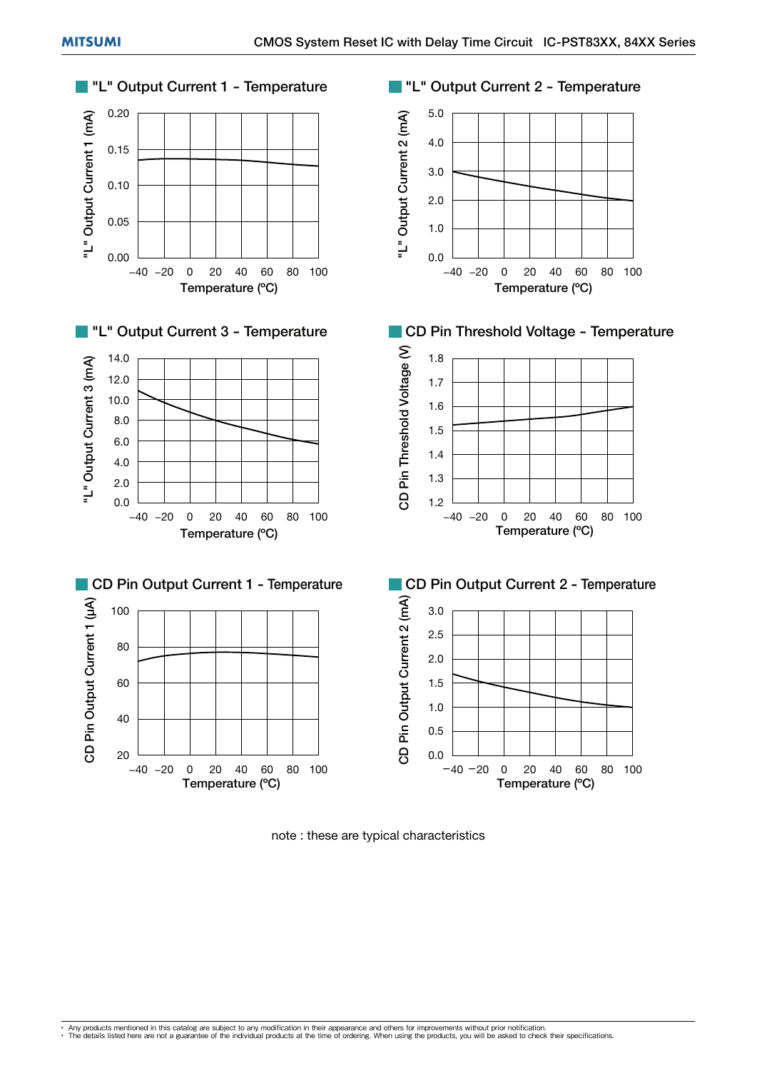## "L" Output Current 1 - Temperature

"L" Output Current 1 (mA)

0.20
0.15
0.10
0.05
0.00

−40 −20 0 20 40 60 80 100

Temperature (ºC)

## "L" Output Current 2 - Temperature

"L" Output Current 2 (mA)

5.0
4.0
3.0
2.0
1.0
0.0

−40 −20 0 20 40 60 80 100

Temperature (ºC)

## "L" Output Current 3 - Temperature

"L" Output Current 3 (mA)

14.0
12.0
10.0
8.0
6.0
4.0
2.0
0.0

−40 −20 0 20 40 60 80 100

Temperature (ºC)

## CD Pin Threshold Voltage - Temperature

CD Pin Threshold Voltage (V)

1.8
1.7
1.6
1.5
1.4
1.3
1.2

−40 −20 0 20 40 60 80 100

Temperature (ºC)

## CD Pin Output Current 1 - Temperature

CD Pin Output Current 1 (μA)

100
80
60
40
20

−40 −20 0 20 40 60 80 100

Temperature (ºC)

## CD Pin Output Current 2 - Temperature

CD Pin Output Current 2 (mA)

3.0
2.5
2.0
1.5
1.0
0.5
0.0

−40 −20 0 20 40 60 80 100

Temperature (ºC)

note : these are typical characteristics

- Any products mentioned in this catalog are subject to any modification in their appearance and others for improvements without prior notification.
- The details listed here are not a guarantee of the individual products at the time of ordering. When using the products, you will be asked to check their specifications.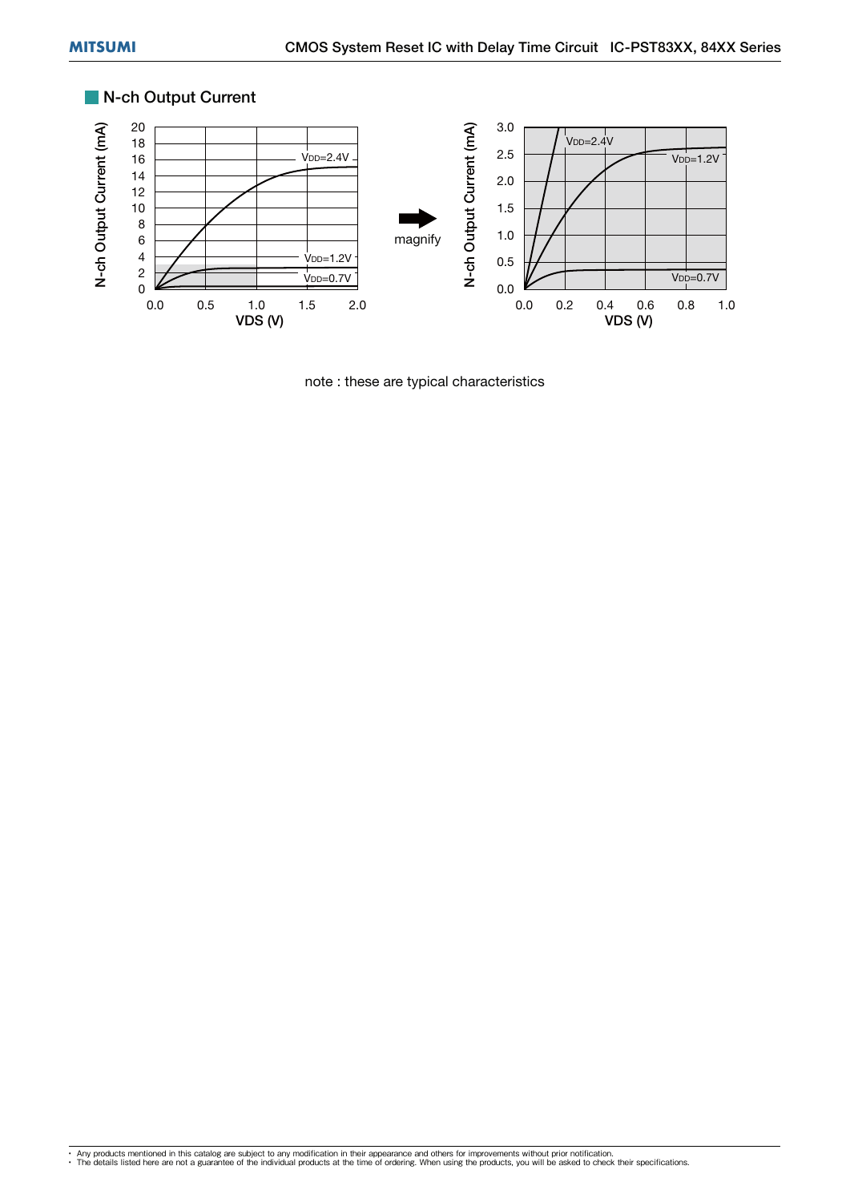## N-ch Output Current

N-ch Output Current (mA)

20
18
16
14
12
10
8
6
4
2
0

0.0 0.5 1.0 1.5 2.0

VDS (V)

VDD=2.4V
VDD=1.2V
VDD=0.7V

magnify

N-ch Output Current (mA)

3.0
2.5
2.0
1.5
1.0
0.5
0.0

0.0 0.2 0.4 0.6 0.8 1.0

VDS (V)

VDD=2.4V
VDD=1.2V
VDD=0.7V

note : these are typical characteristics

- Any products mentioned in this catalog are subject to any modification in their appearance and others for improvements without prior notification.
- The details listed here are not a guarantee of the individual products at the time of ordering. When using the products, you will be asked to check their specifications.